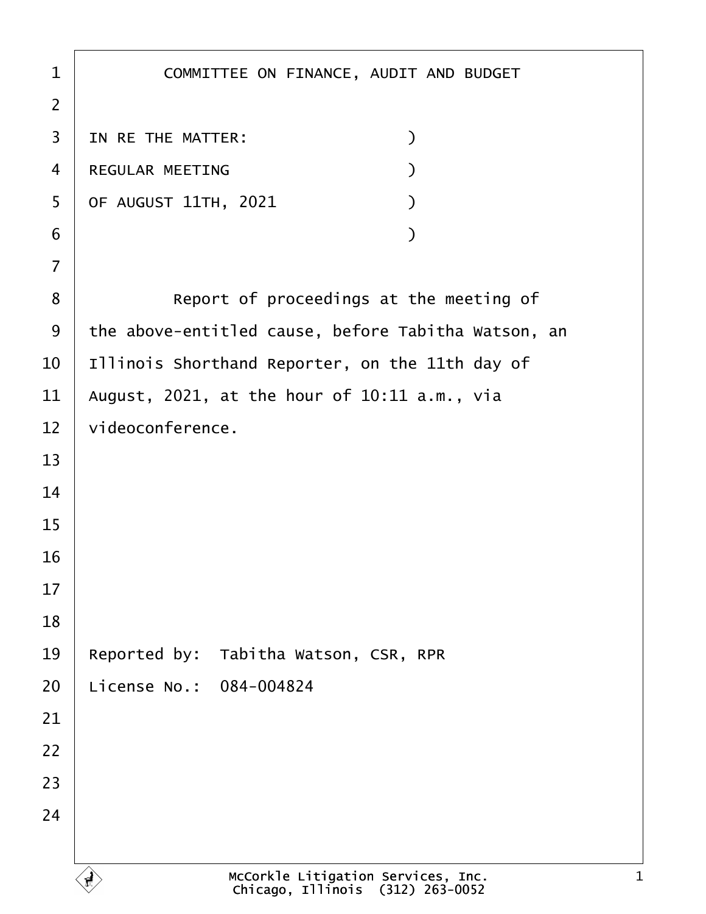# COMMITTEE ON FINANCE, AUDIT AND BUDGET

IN RE THE MATTER: )
REGULAR MEETING )
OF AUGUST 11TH, 2021 )
)

Report of proceedings at the meeting of the above-entitled cause, before Tabitha Watson, an Illinois Shorthand Reporter, on the 11th day of August, 2021, at the hour of 10:11 a.m., via videoconference.

Reported by: Tabitha Watson, CSR, RPR
License No.: 084-004824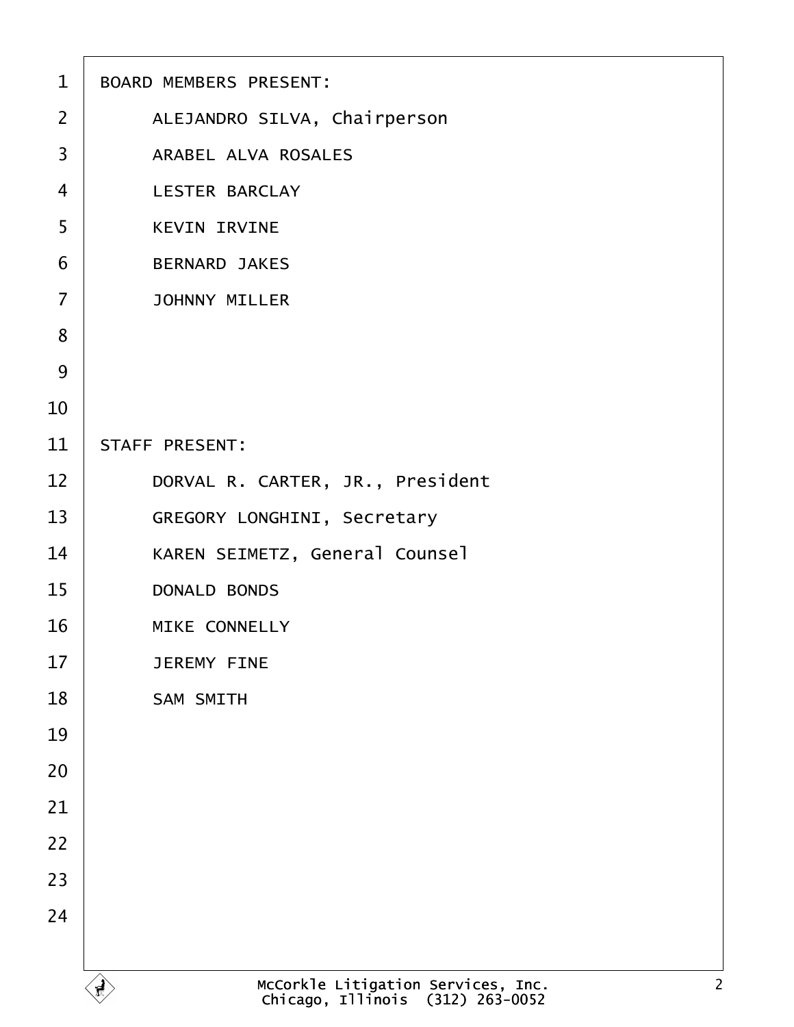BOARD MEMBERS PRESENT:

ALEJANDRO SILVA, Chairperson

ARABEL ALVA ROSALES

LESTER BARCLAY

KEVIN IRVINE

BERNARD JAKES

JOHNNY MILLER

STAFF PRESENT:

DORVAL R. CARTER, JR., President

GREGORY LONGHINI, Secretary

KAREN SEIMETZ, General Counsel

DONALD BONDS

MIKE CONNELLY

JEREMY FINE

SAM SMITH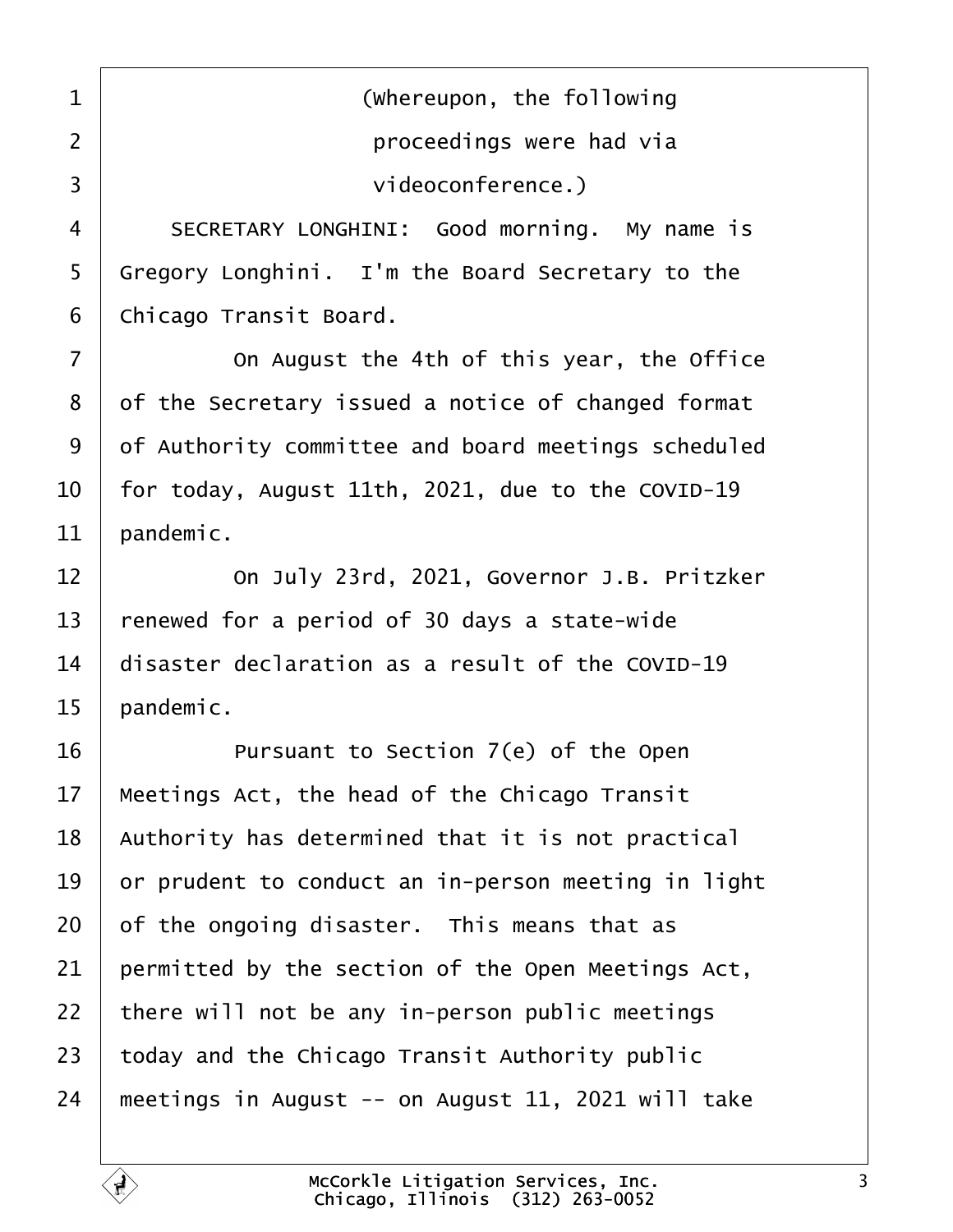(Whereupon, the following proceedings were had via videoconference.)

SECRETARY LONGHINI: Good morning. My name is Gregory Longhini. I'm the Board Secretary to the Chicago Transit Board.

On August the 4th of this year, the Office of the Secretary issued a notice of changed format of Authority committee and board meetings scheduled for today, August 11th, 2021, due to the COVID-19 pandemic.

On July 23rd, 2021, Governor J.B. Pritzker renewed for a period of 30 days a state-wide disaster declaration as a result of the COVID-19 pandemic.

Pursuant to Section 7(e) of the Open Meetings Act, the head of the Chicago Transit Authority has determined that it is not practical or prudent to conduct an in-person meeting in light of the ongoing disaster. This means that as permitted by the section of the Open Meetings Act, there will not be any in-person public meetings today and the Chicago Transit Authority public meetings in August -- on August 11, 2021 will take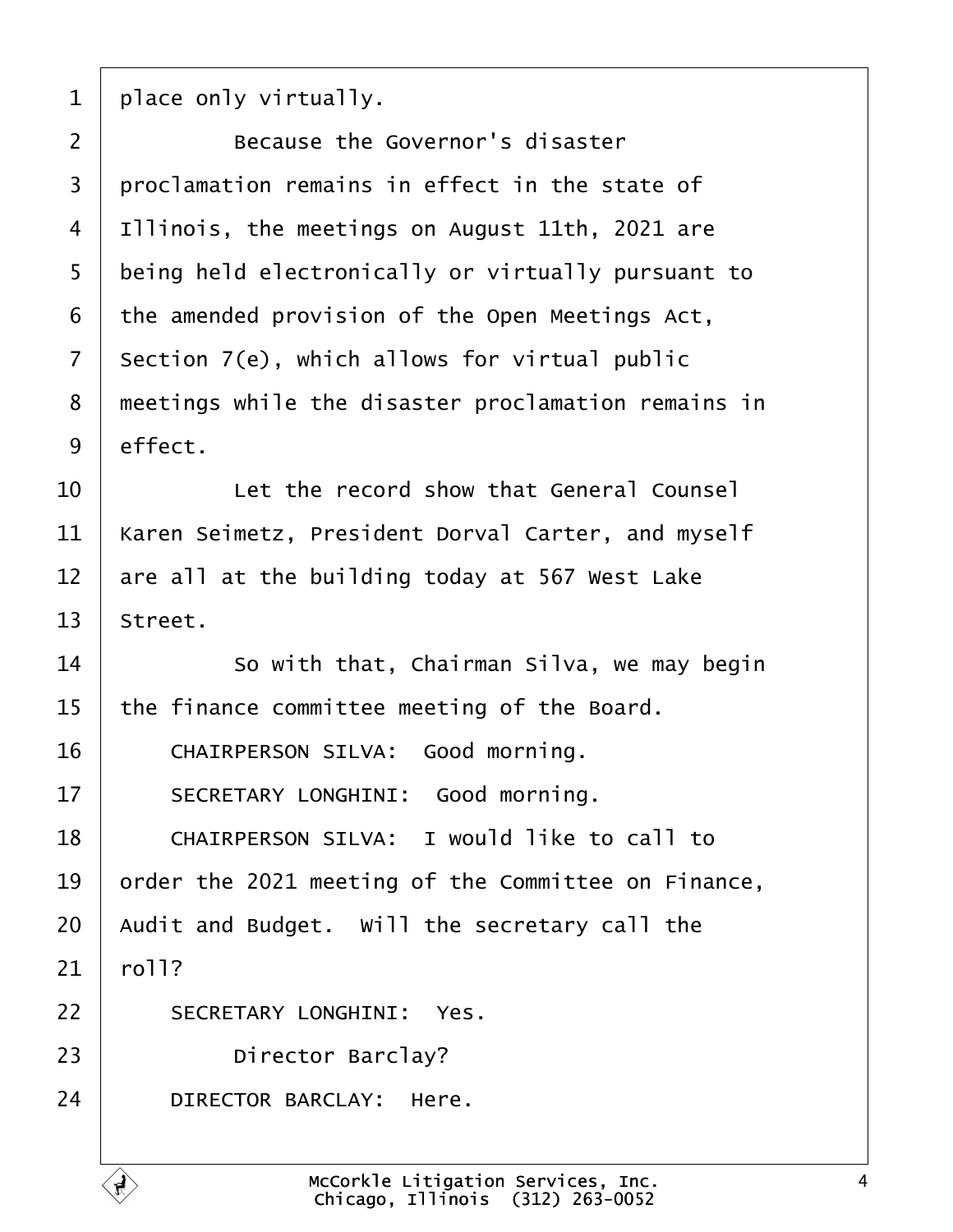place only virtually.

Because the Governor's disaster proclamation remains in effect in the state of Illinois, the meetings on August 11th, 2021 are being held electronically or virtually pursuant to the amended provision of the Open Meetings Act, Section 7(e), which allows for virtual public meetings while the disaster proclamation remains in effect.

Let the record show that General Counsel Karen Seimetz, President Dorval Carter, and myself are all at the building today at 567 West Lake Street.

So with that, Chairman Silva, we may begin the finance committee meeting of the Board.

CHAIRPERSON SILVA: Good morning.

SECRETARY LONGHINI: Good morning.

CHAIRPERSON SILVA: I would like to call to order the 2021 meeting of the Committee on Finance, Audit and Budget. Will the secretary call the roll?

SECRETARY LONGHINI: Yes.

Director Barclay?

DIRECTOR BARCLAY: Here.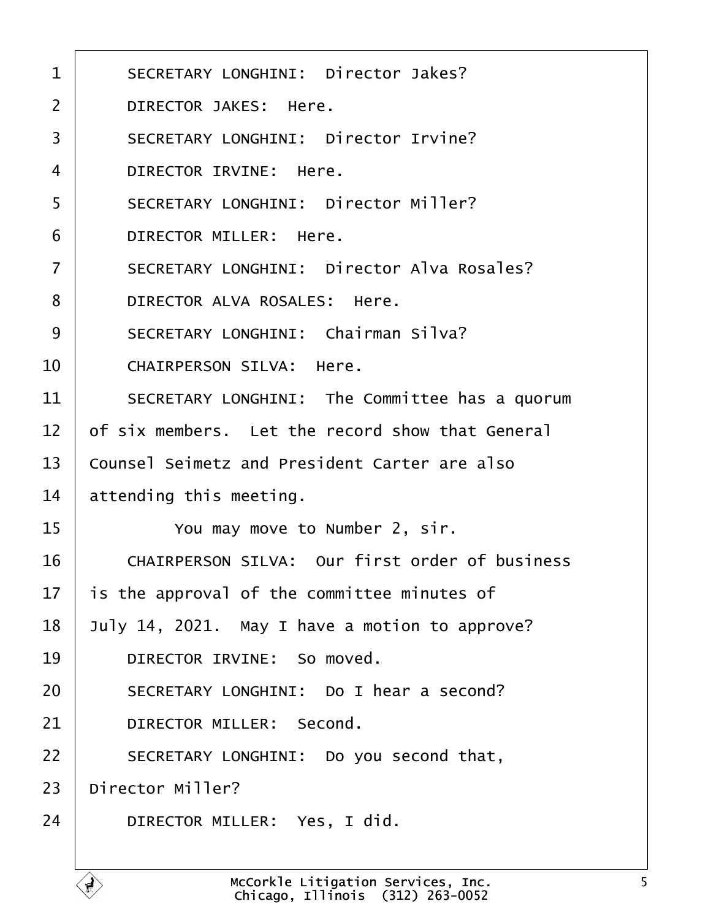SECRETARY LONGHINI: Director Jakes?

DIRECTOR JAKES: Here.

SECRETARY LONGHINI: Director Irvine?

DIRECTOR IRVINE: Here.

SECRETARY LONGHINI: Director Miller?

DIRECTOR MILLER: Here.

SECRETARY LONGHINI: Director Alva Rosales?

DIRECTOR ALVA ROSALES: Here.

SECRETARY LONGHINI: Chairman Silva?

CHAIRPERSON SILVA: Here.

SECRETARY LONGHINI: The Committee has a quorum of six members. Let the record show that General Counsel Seimetz and President Carter are also attending this meeting.

You may move to Number 2, sir.

CHAIRPERSON SILVA: Our first order of business is the approval of the committee minutes of July 14, 2021. May I have a motion to approve?

DIRECTOR IRVINE: So moved.

SECRETARY LONGHINI: Do I hear a second?

DIRECTOR MILLER: Second.

SECRETARY LONGHINI: Do you second that, Director Miller?

DIRECTOR MILLER: Yes, I did.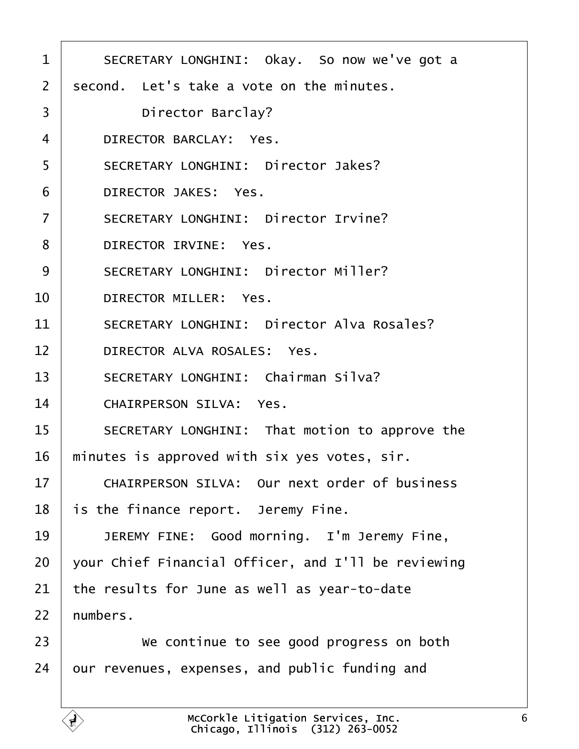SECRETARY LONGHINI: Okay. So now we've got a second. Let's take a vote on the minutes.

Director Barclay?

DIRECTOR BARCLAY: Yes.

SECRETARY LONGHINI: Director Jakes?

DIRECTOR JAKES: Yes.

SECRETARY LONGHINI: Director Irvine?

DIRECTOR IRVINE: Yes.

SECRETARY LONGHINI: Director Miller?

DIRECTOR MILLER: Yes.

SECRETARY LONGHINI: Director Alva Rosales?

DIRECTOR ALVA ROSALES: Yes.

SECRETARY LONGHINI: Chairman Silva?

CHAIRPERSON SILVA: Yes.

SECRETARY LONGHINI: That motion to approve the minutes is approved with six yes votes, sir.

CHAIRPERSON SILVA: Our next order of business is the finance report. Jeremy Fine.

JEREMY FINE: Good morning. I'm Jeremy Fine, your Chief Financial Officer, and I'll be reviewing the results for June as well as year-to-date numbers.

We continue to see good progress on both our revenues, expenses, and public funding and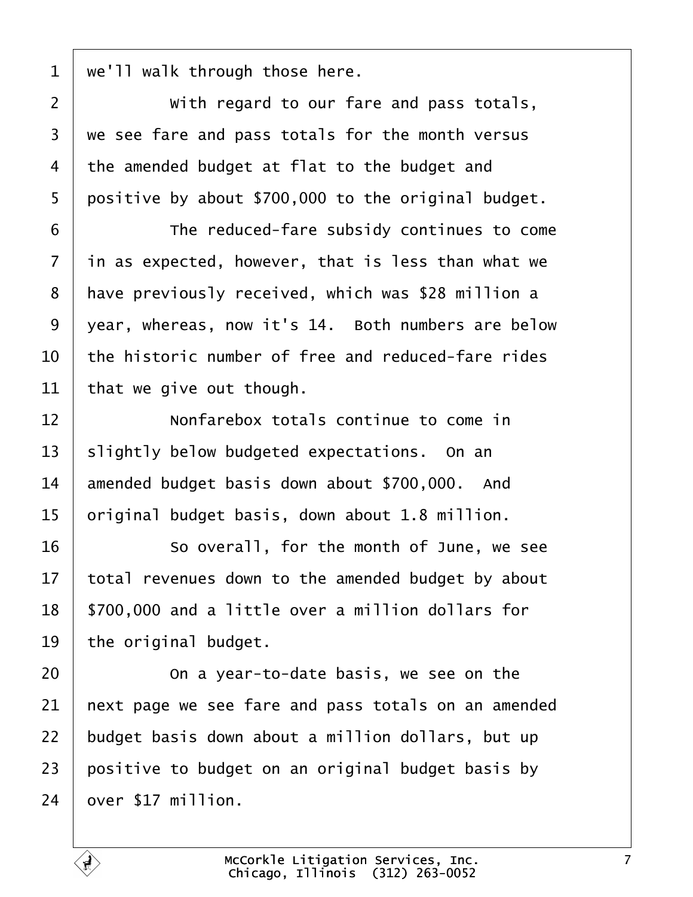1 we'll walk through those here.

2 With regard to our fare and pass totals,

3 we see fare and pass totals for the month versus

4 the amended budget at flat to the budget and

5 positive by about $700,000 to the original budget.

6 The reduced-fare subsidy continues to come

7 in as expected, however, that is less than what we

8 have previously received, which was $28 million a

9 year, whereas, now it's 14. Both numbers are below

10 the historic number of free and reduced-fare rides

11 that we give out though.

12 Nonfarebox totals continue to come in

13 slightly below budgeted expectations. On an

14 amended budget basis down about $700,000. And

15 original budget basis, down about 1.8 million.

16 So overall, for the month of June, we see

17 total revenues down to the amended budget by about

18 $700,000 and a little over a million dollars for

19 the original budget.

20 On a year-to-date basis, we see on the

21 next page we see fare and pass totals on an amended

22 budget basis down about a million dollars, but up

23 positive to budget on an original budget basis by

24 over $17 million.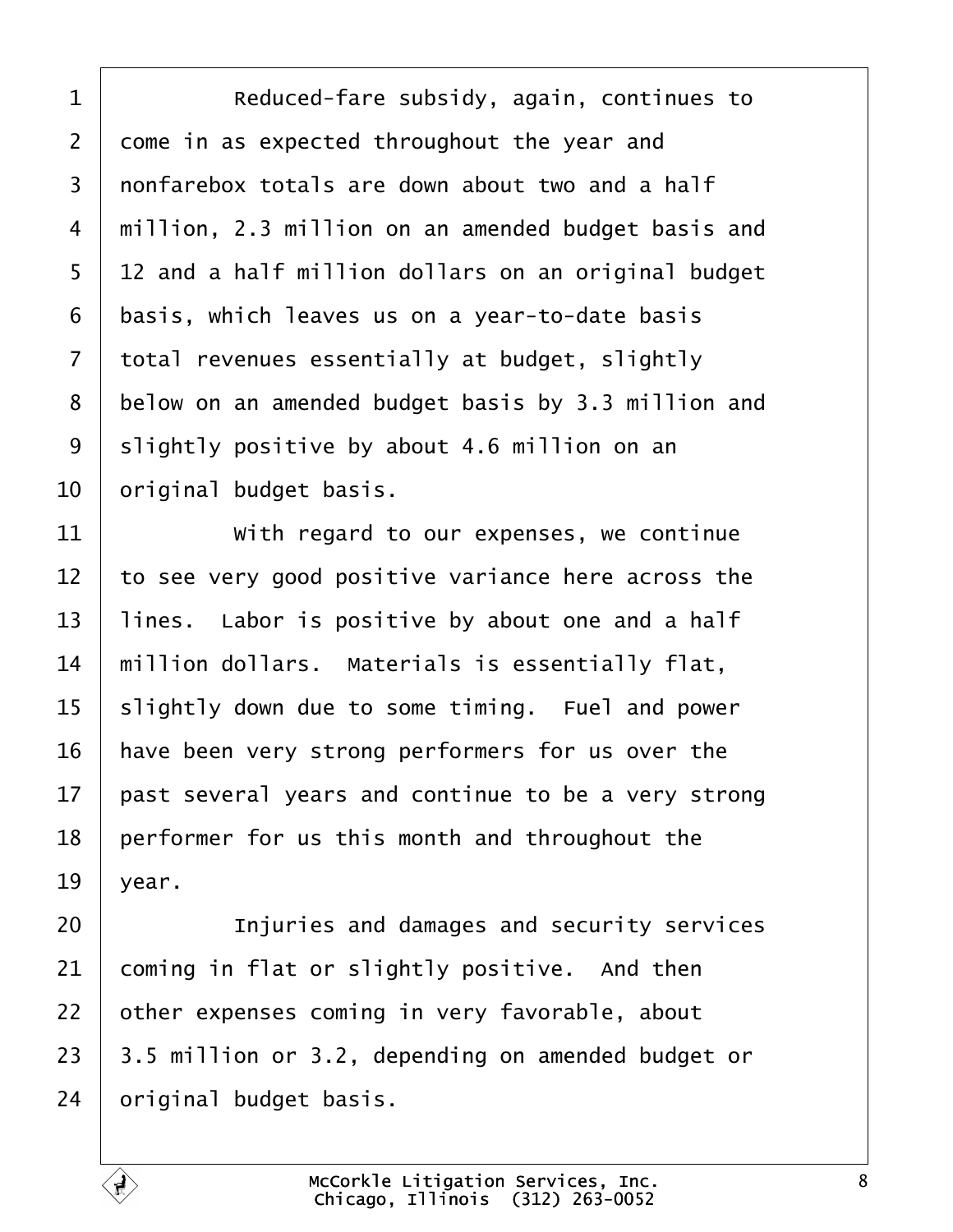Reduced-fare subsidy, again, continues to come in as expected throughout the year and nonfarebox totals are down about two and a half million, 2.3 million on an amended budget basis and 12 and a half million dollars on an original budget basis, which leaves us on a year-to-date basis total revenues essentially at budget, slightly below on an amended budget basis by 3.3 million and slightly positive by about 4.6 million on an original budget basis.

With regard to our expenses, we continue to see very good positive variance here across the lines. Labor is positive by about one and a half million dollars. Materials is essentially flat, slightly down due to some timing. Fuel and power have been very strong performers for us over the past several years and continue to be a very strong performer for us this month and throughout the year.

Injuries and damages and security services coming in flat or slightly positive. And then other expenses coming in very favorable, about 3.5 million or 3.2, depending on amended budget or original budget basis.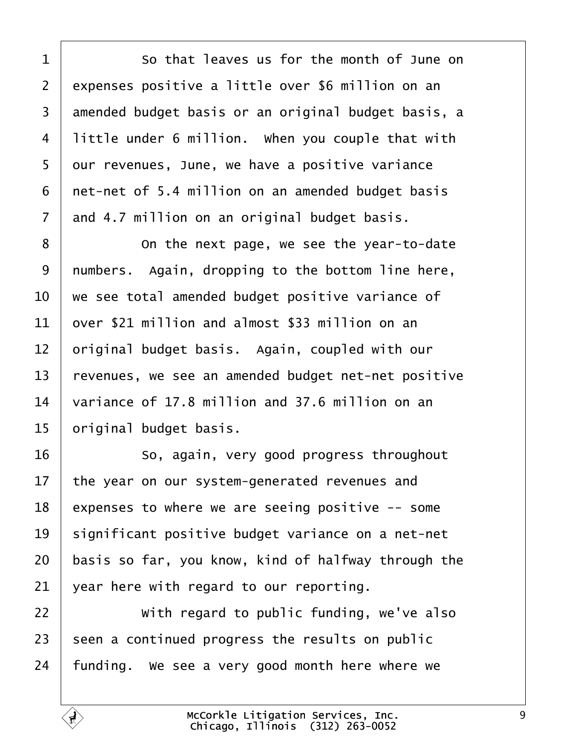1  So that leaves us for the month of June on
2  expenses positive a little over $6 million on an
3  amended budget basis or an original budget basis, a
4  little under 6 million.  When you couple that with
5  our revenues, June, we have a positive variance
6  net-net of 5.4 million on an amended budget basis
7  and 4.7 million on an original budget basis.
8  On the next page, we see the year-to-date
9  numbers.  Again, dropping to the bottom line here,
10  we see total amended budget positive variance of
11  over $21 million and almost $33 million on an
12  original budget basis.  Again, coupled with our
13  revenues, we see an amended budget net-net positive
14  variance of 17.8 million and 37.6 million on an
15  original budget basis.
16  So, again, very good progress throughout
17  the year on our system-generated revenues and
18  expenses to where we are seeing positive -- some
19  significant positive budget variance on a net-net
20  basis so far, you know, kind of halfway through the
21  year here with regard to our reporting.
22  With regard to public funding, we've also
23  seen a continued progress the results on public
24  funding.  We see a very good month here where we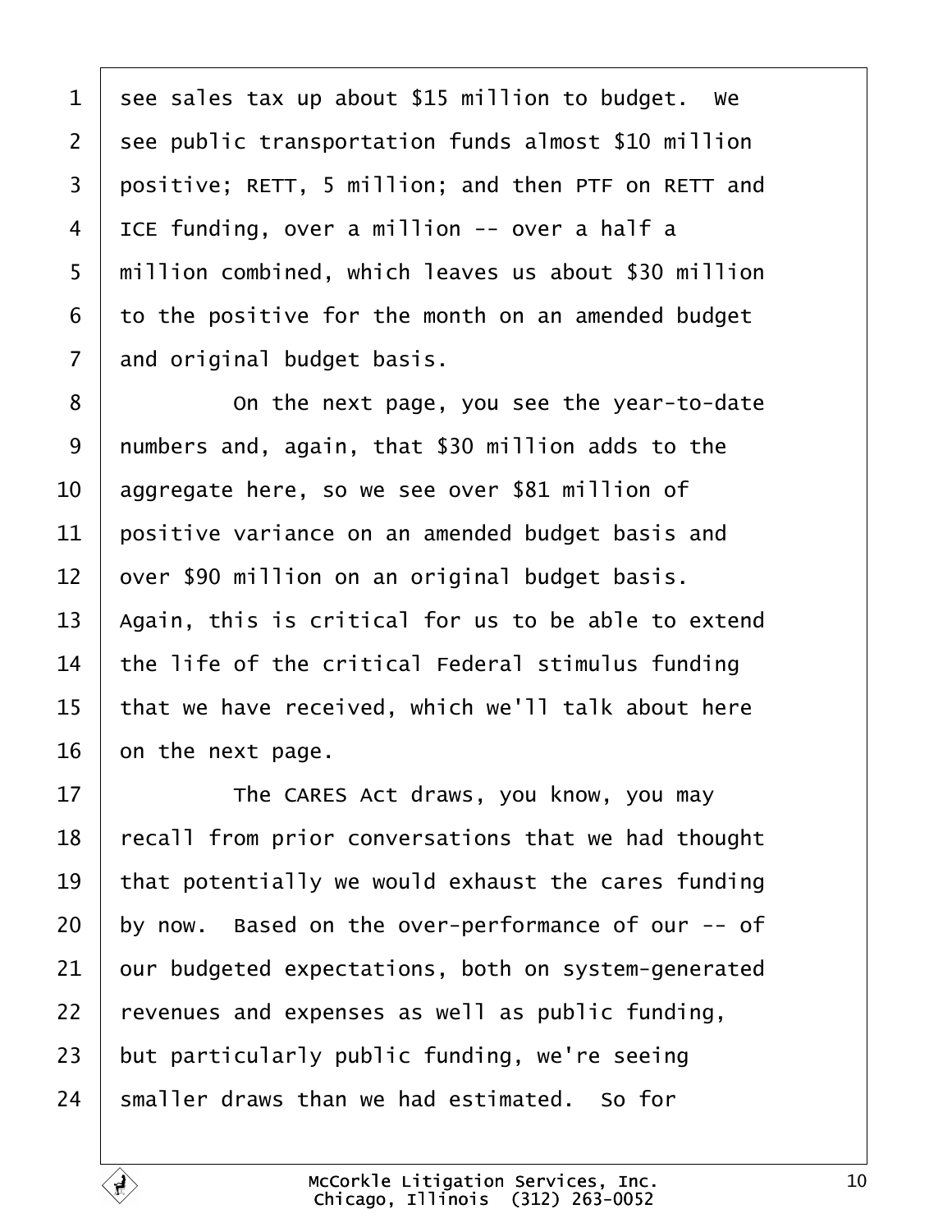see sales tax up about $15 million to budget. We see public transportation funds almost $10 million positive; RETT, 5 million; and then PTF on RETT and ICE funding, over a million -- over a half a million combined, which leaves us about $30 million to the positive for the month on an amended budget and original budget basis.

On the next page, you see the year-to-date numbers and, again, that $30 million adds to the aggregate here, so we see over $81 million of positive variance on an amended budget basis and over $90 million on an original budget basis. Again, this is critical for us to be able to extend the life of the critical Federal stimulus funding that we have received, which we'll talk about here on the next page.

The CARES Act draws, you know, you may recall from prior conversations that we had thought that potentially we would exhaust the cares funding by now. Based on the over-performance of our -- of our budgeted expectations, both on system-generated revenues and expenses as well as public funding, but particularly public funding, we're seeing smaller draws than we had estimated. So for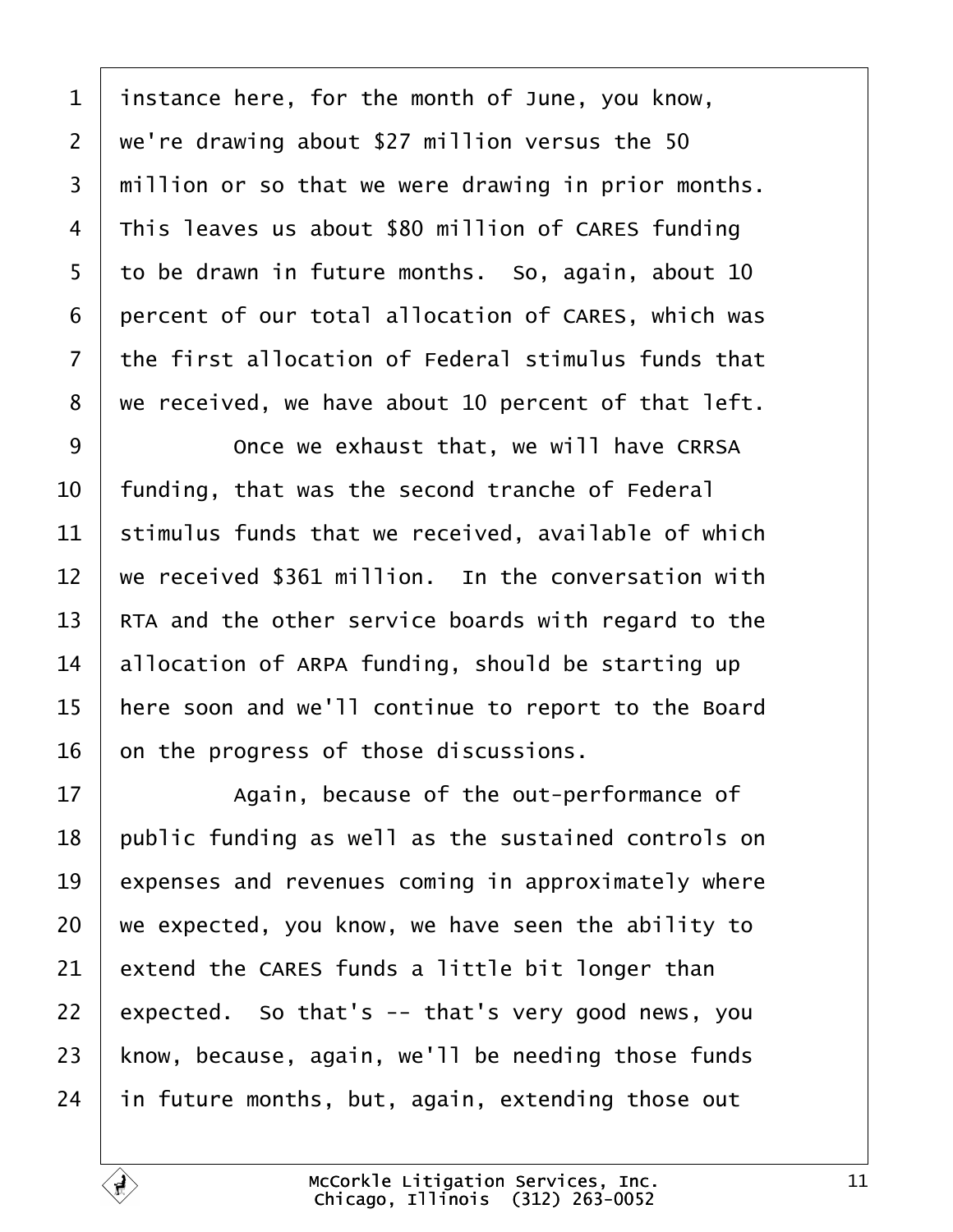instance here, for the month of June, you know, we're drawing about $27 million versus the 50 million or so that we were drawing in prior months. This leaves us about $80 million of CARES funding to be drawn in future months. So, again, about 10 percent of our total allocation of CARES, which was the first allocation of Federal stimulus funds that we received, we have about 10 percent of that left.

Once we exhaust that, we will have CRRSA funding, that was the second tranche of Federal stimulus funds that we received, available of which we received $361 million. In the conversation with RTA and the other service boards with regard to the allocation of ARPA funding, should be starting up here soon and we'll continue to report to the Board on the progress of those discussions.

Again, because of the out-performance of public funding as well as the sustained controls on expenses and revenues coming in approximately where we expected, you know, we have seen the ability to extend the CARES funds a little bit longer than expected. So that's -- that's very good news, you know, because, again, we'll be needing those funds in future months, but, again, extending those out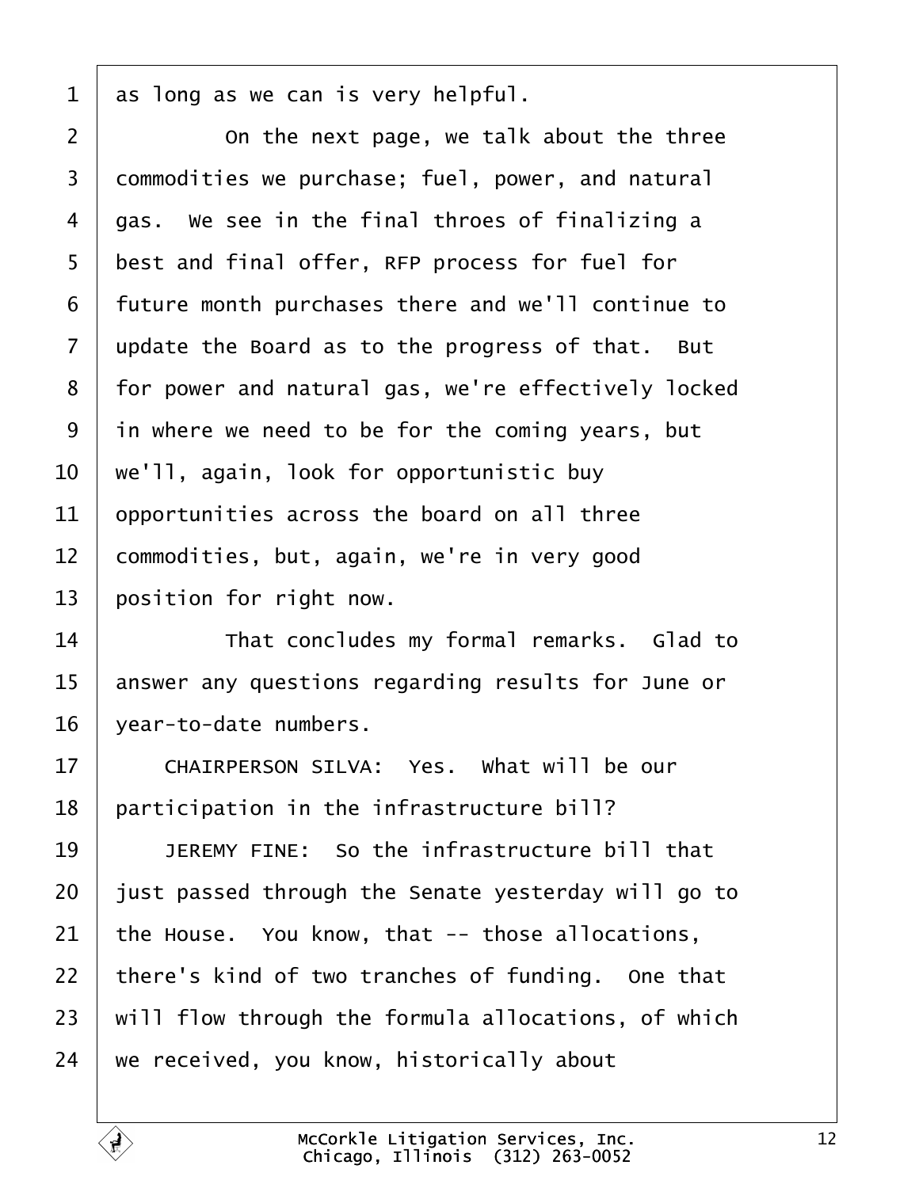as long as we can is very helpful.

On the next page, we talk about the three commodities we purchase; fuel, power, and natural gas. We see in the final throes of finalizing a best and final offer, RFP process for fuel for future month purchases there and we'll continue to update the Board as to the progress of that. But for power and natural gas, we're effectively locked in where we need to be for the coming years, but we'll, again, look for opportunistic buy opportunities across the board on all three commodities, but, again, we're in very good position for right now.

That concludes my formal remarks. Glad to answer any questions regarding results for June or year-to-date numbers.

CHAIRPERSON SILVA: Yes. What will be our participation in the infrastructure bill?

JEREMY FINE: So the infrastructure bill that just passed through the Senate yesterday will go to the House. You know, that -- those allocations, there's kind of two tranches of funding. One that will flow through the formula allocations, of which we received, you know, historically about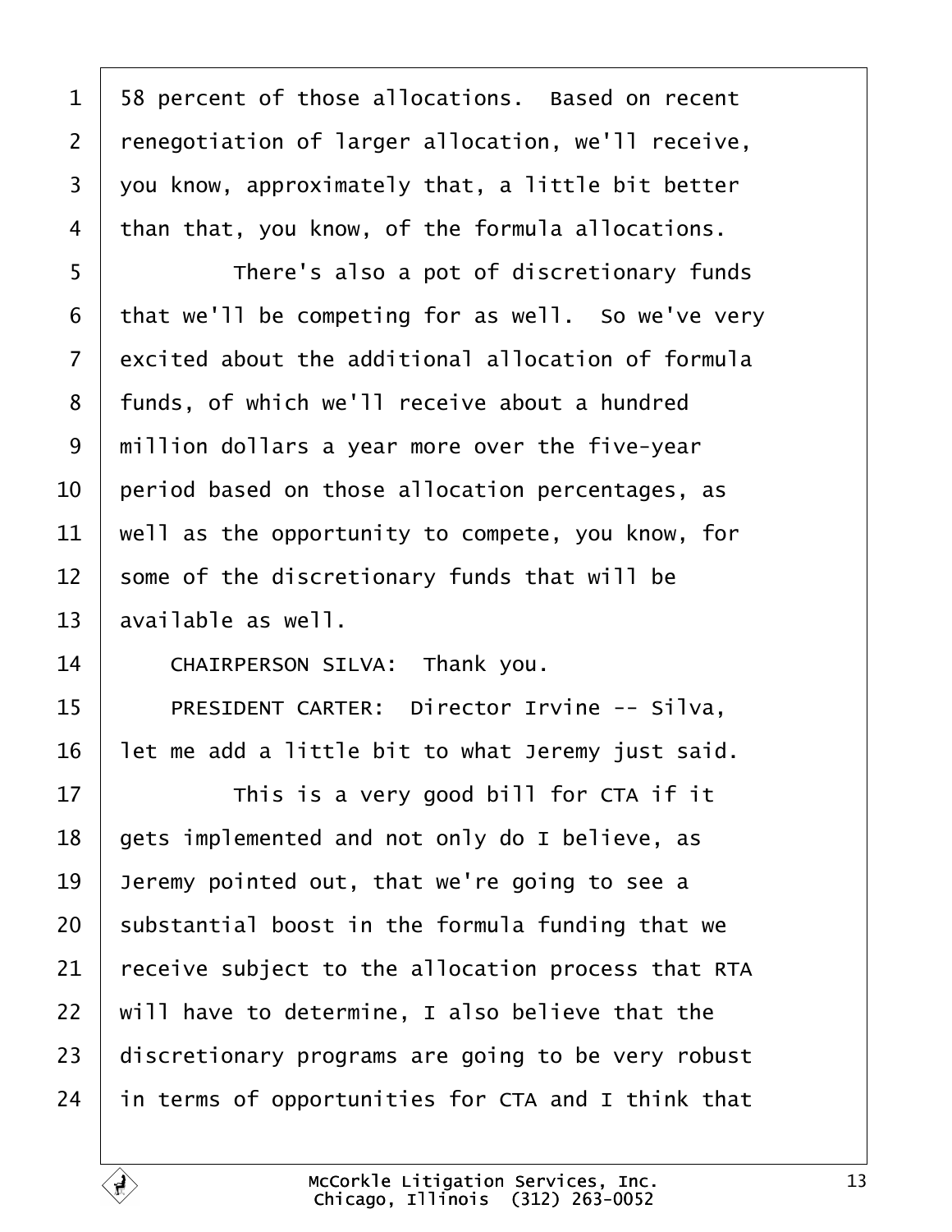58 percent of those allocations. Based on recent renegotiation of larger allocation, we'll receive, you know, approximately that, a little bit better than that, you know, of the formula allocations.

There's also a pot of discretionary funds that we'll be competing for as well. So we've very excited about the additional allocation of formula funds, of which we'll receive about a hundred million dollars a year more over the five-year period based on those allocation percentages, as well as the opportunity to compete, you know, for some of the discretionary funds that will be available as well.

CHAIRPERSON SILVA: Thank you.

PRESIDENT CARTER: Director Irvine -- Silva, let me add a little bit to what Jeremy just said.

This is a very good bill for CTA if it gets implemented and not only do I believe, as Jeremy pointed out, that we're going to see a substantial boost in the formula funding that we receive subject to the allocation process that RTA will have to determine, I also believe that the discretionary programs are going to be very robust in terms of opportunities for CTA and I think that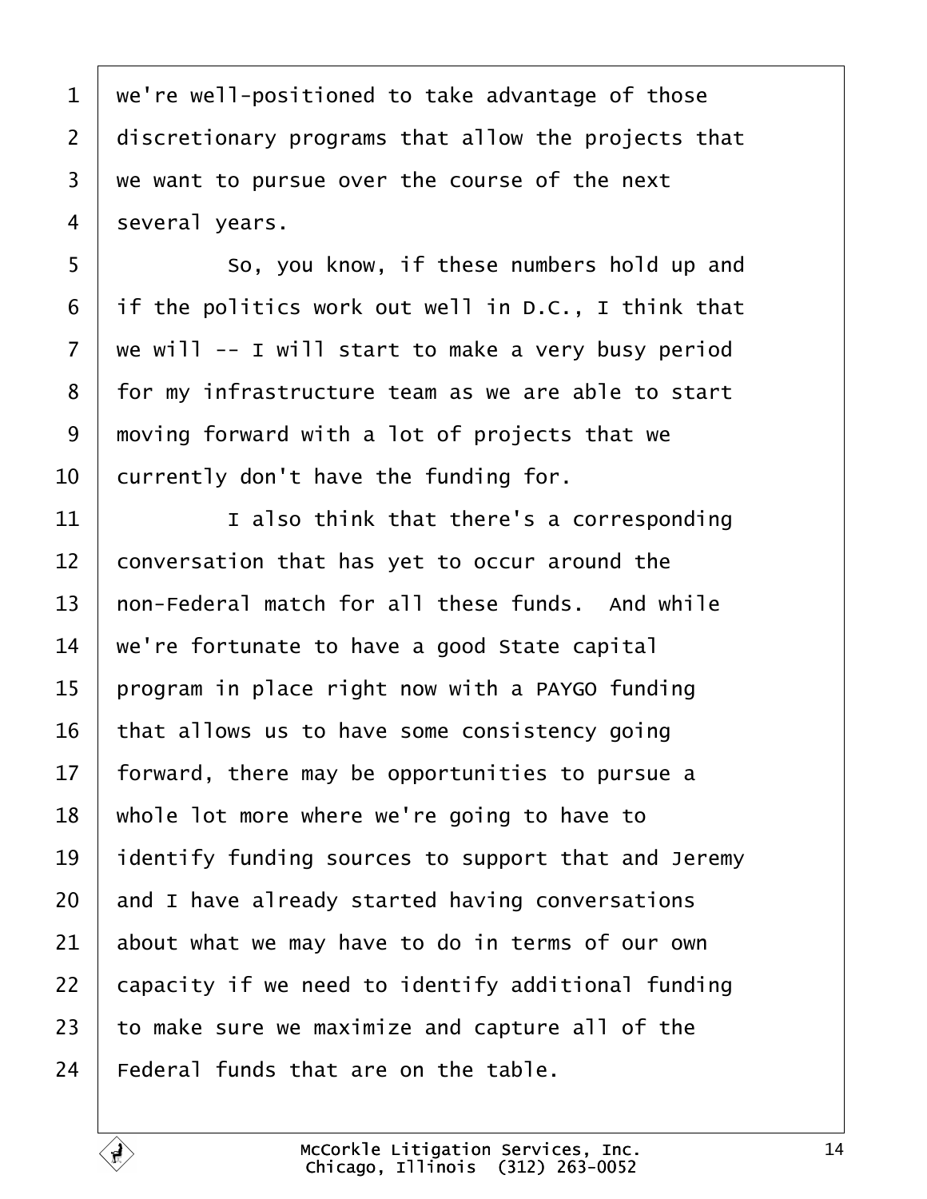we're well-positioned to take advantage of those discretionary programs that allow the projects that we want to pursue over the course of the next several years.

So, you know, if these numbers hold up and if the politics work out well in D.C., I think that we will -- I will start to make a very busy period for my infrastructure team as we are able to start moving forward with a lot of projects that we currently don't have the funding for.

I also think that there's a corresponding conversation that has yet to occur around the non-Federal match for all these funds. And while we're fortunate to have a good State capital program in place right now with a PAYGO funding that allows us to have some consistency going forward, there may be opportunities to pursue a whole lot more where we're going to have to identify funding sources to support that and Jeremy and I have already started having conversations about what we may have to do in terms of our own capacity if we need to identify additional funding to make sure we maximize and capture all of the Federal funds that are on the table.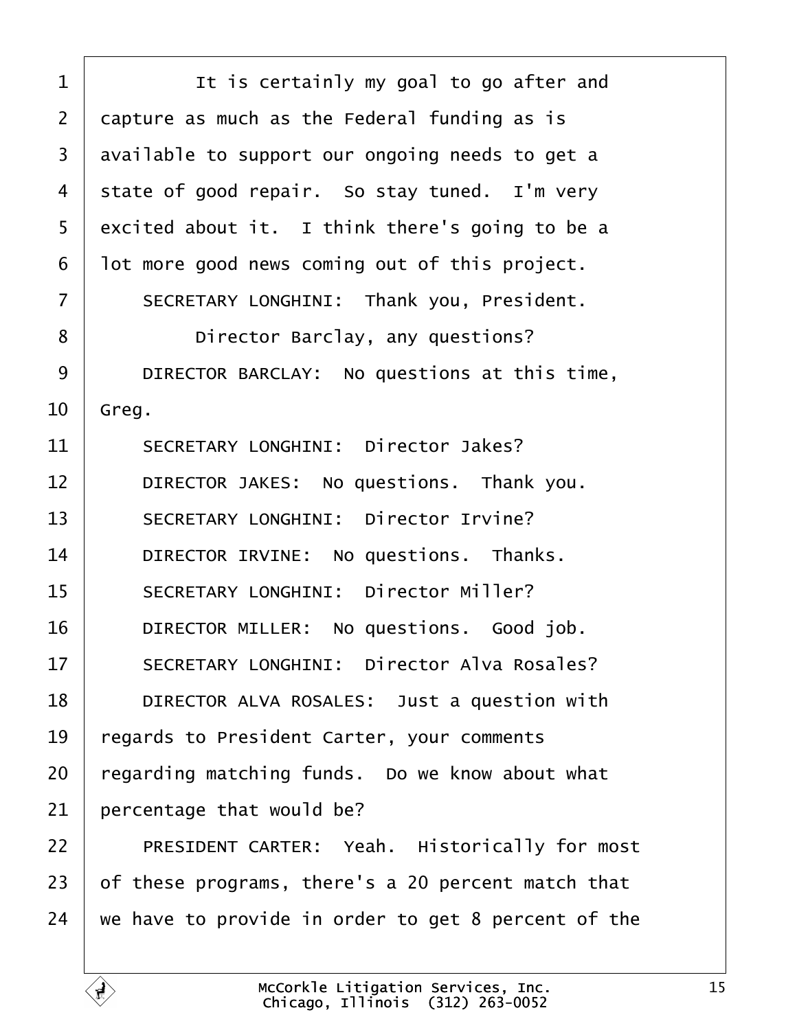It is certainly my goal to go after and capture as much as the Federal funding as is available to support our ongoing needs to get a state of good repair. So stay tuned. I'm very excited about it. I think there's going to be a lot more good news coming out of this project.

SECRETARY LONGHINI: Thank you, President.

Director Barclay, any questions?

DIRECTOR BARCLAY: No questions at this time, Greg.

SECRETARY LONGHINI: Director Jakes?

DIRECTOR JAKES: No questions. Thank you.

SECRETARY LONGHINI: Director Irvine?

DIRECTOR IRVINE: No questions. Thanks.

SECRETARY LONGHINI: Director Miller?

DIRECTOR MILLER: No questions. Good job.

SECRETARY LONGHINI: Director Alva Rosales?

DIRECTOR ALVA ROSALES: Just a question with regards to President Carter, your comments regarding matching funds. Do we know about what percentage that would be?

PRESIDENT CARTER: Yeah. Historically for most of these programs, there's a 20 percent match that we have to provide in order to get 8 percent of the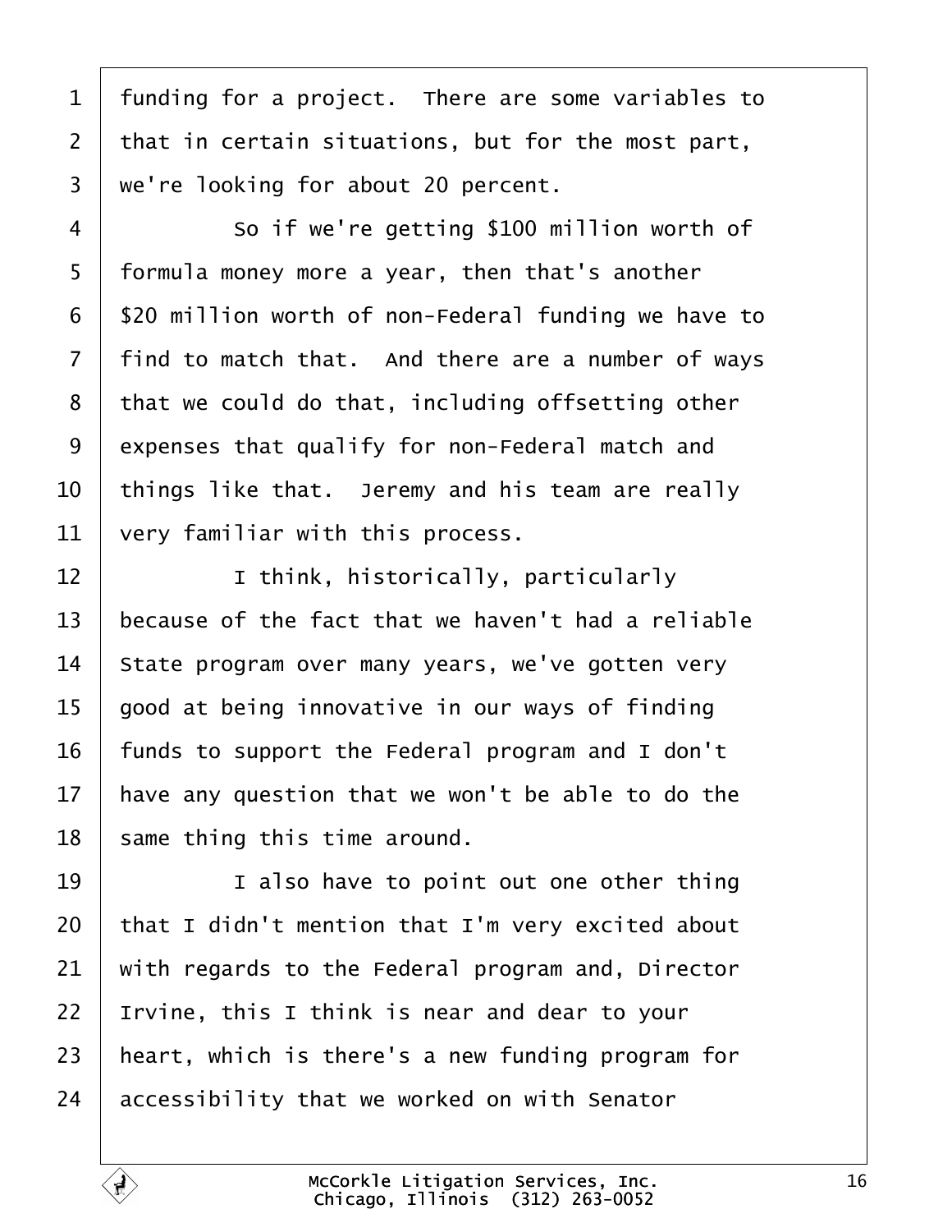funding for a project. There are some variables to that in certain situations, but for the most part, we're looking for about 20 percent.

So if we're getting $100 million worth of formula money more a year, then that's another $20 million worth of non-Federal funding we have to find to match that. And there are a number of ways that we could do that, including offsetting other expenses that qualify for non-Federal match and things like that. Jeremy and his team are really very familiar with this process.

I think, historically, particularly because of the fact that we haven't had a reliable State program over many years, we've gotten very good at being innovative in our ways of finding funds to support the Federal program and I don't have any question that we won't be able to do the same thing this time around.

I also have to point out one other thing that I didn't mention that I'm very excited about with regards to the Federal program and, Director Irvine, this I think is near and dear to your heart, which is there's a new funding program for accessibility that we worked on with Senator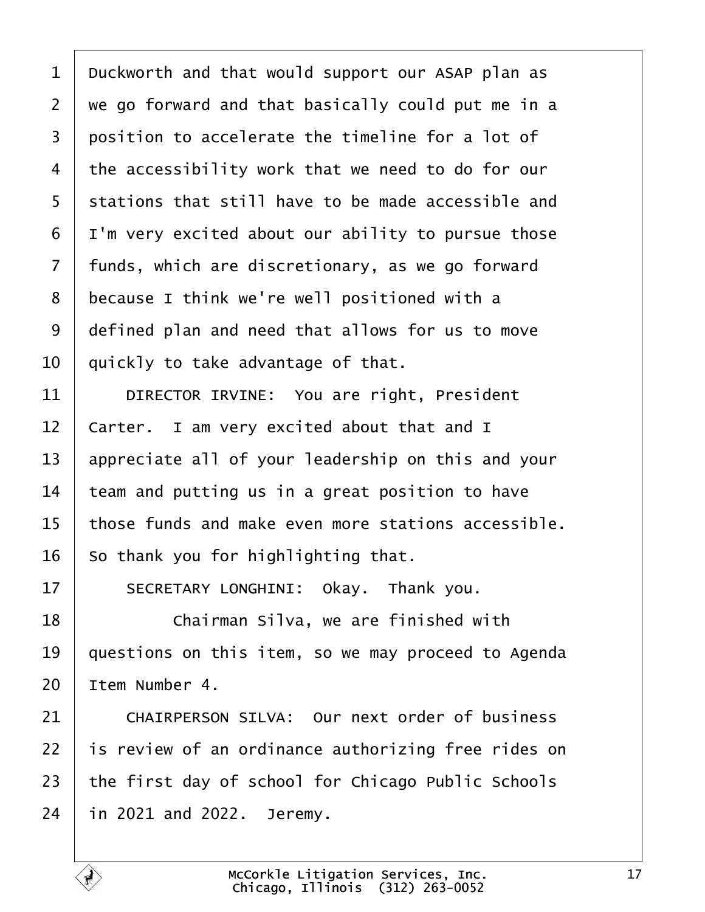Duckworth and that would support our ASAP plan as we go forward and that basically could put me in a position to accelerate the timeline for a lot of the accessibility work that we need to do for our stations that still have to be made accessible and I'm very excited about our ability to pursue those funds, which are discretionary, as we go forward because I think we're well positioned with a defined plan and need that allows for us to move quickly to take advantage of that.

DIRECTOR IRVINE: You are right, President Carter. I am very excited about that and I appreciate all of your leadership on this and your team and putting us in a great position to have those funds and make even more stations accessible. So thank you for highlighting that.

SECRETARY LONGHINI: Okay. Thank you.

Chairman Silva, we are finished with questions on this item, so we may proceed to Agenda Item Number 4.

CHAIRPERSON SILVA: Our next order of business is review of an ordinance authorizing free rides on the first day of school for Chicago Public Schools in 2021 and 2022. Jeremy.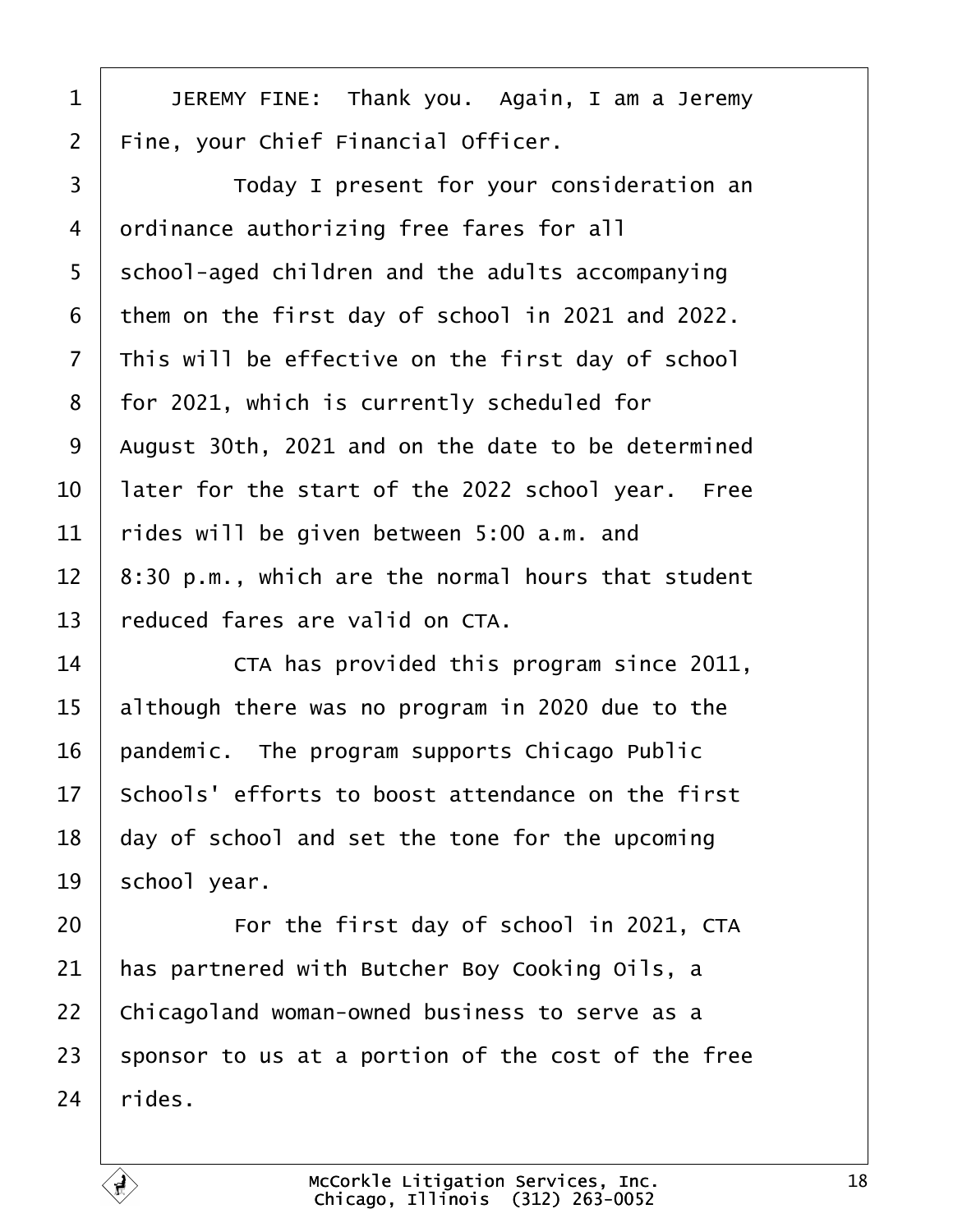JEREMY FINE: Thank you. Again, I am a Jeremy Fine, your Chief Financial Officer.

Today I present for your consideration an ordinance authorizing free fares for all school-aged children and the adults accompanying them on the first day of school in 2021 and 2022. This will be effective on the first day of school for 2021, which is currently scheduled for August 30th, 2021 and on the date to be determined later for the start of the 2022 school year. Free rides will be given between 5:00 a.m. and 8:30 p.m., which are the normal hours that student reduced fares are valid on CTA.

CTA has provided this program since 2011, although there was no program in 2020 due to the pandemic. The program supports Chicago Public Schools' efforts to boost attendance on the first day of school and set the tone for the upcoming school year.

For the first day of school in 2021, CTA has partnered with Butcher Boy Cooking Oils, a Chicagoland woman-owned business to serve as a sponsor to us at a portion of the cost of the free rides.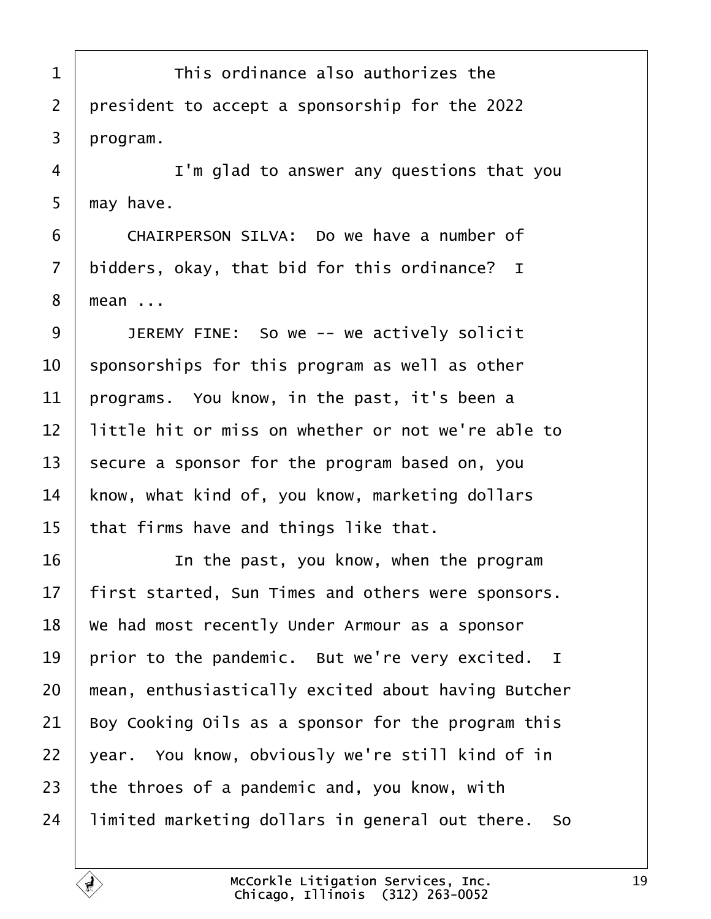This ordinance also authorizes the president to accept a sponsorship for the 2022 program.

I'm glad to answer any questions that you may have.

CHAIRPERSON SILVA: Do we have a number of bidders, okay, that bid for this ordinance? I mean ...

JEREMY FINE: So we -- we actively solicit sponsorships for this program as well as other programs. You know, in the past, it's been a little hit or miss on whether or not we're able to secure a sponsor for the program based on, you know, what kind of, you know, marketing dollars that firms have and things like that.

In the past, you know, when the program first started, Sun Times and others were sponsors. We had most recently Under Armour as a sponsor prior to the pandemic. But we're very excited. I mean, enthusiastically excited about having Butcher Boy Cooking Oils as a sponsor for the program this year. You know, obviously we're still kind of in the throes of a pandemic and, you know, with limited marketing dollars in general out there. So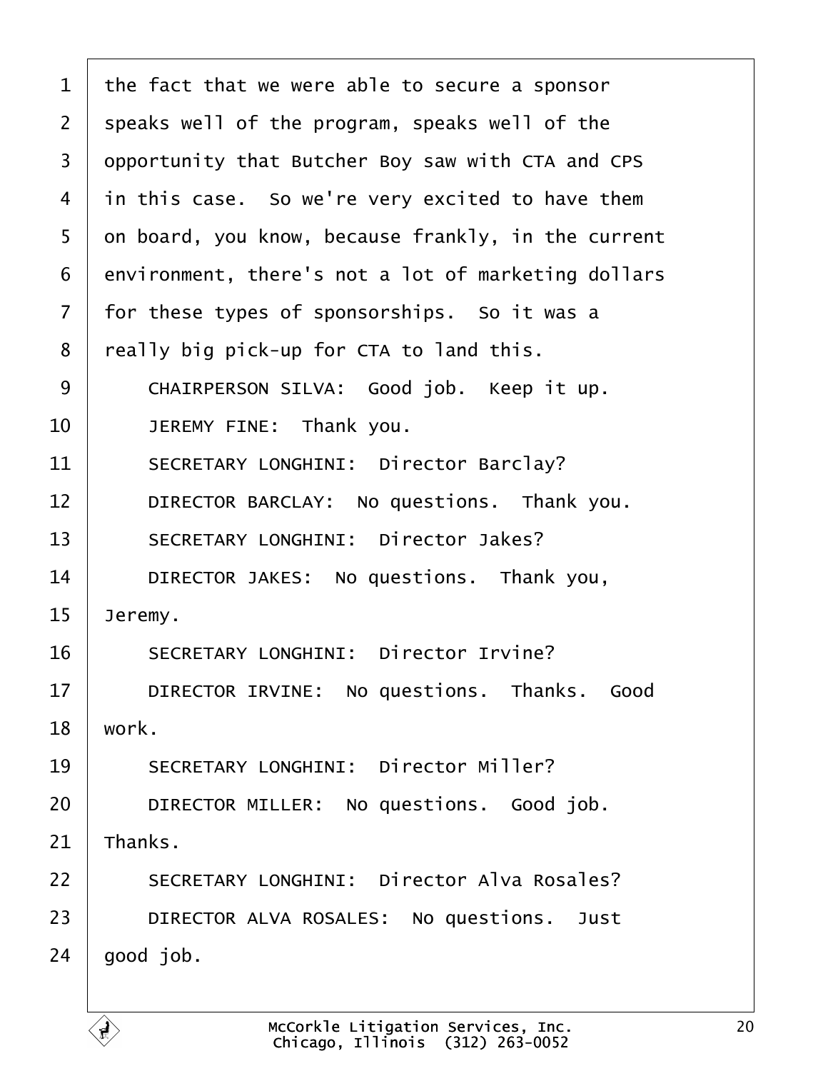the fact that we were able to secure a sponsor speaks well of the program, speaks well of the opportunity that Butcher Boy saw with CTA and CPS in this case. So we're very excited to have them on board, you know, because frankly, in the current environment, there's not a lot of marketing dollars for these types of sponsorships. So it was a really big pick-up for CTA to land this.

CHAIRPERSON SILVA: Good job. Keep it up.

JEREMY FINE: Thank you.

SECRETARY LONGHINI: Director Barclay?

DIRECTOR BARCLAY: No questions. Thank you.

SECRETARY LONGHINI: Director Jakes?

DIRECTOR JAKES: No questions. Thank you, Jeremy.

SECRETARY LONGHINI: Director Irvine?

DIRECTOR IRVINE: No questions. Thanks. Good work.

SECRETARY LONGHINI: Director Miller?

DIRECTOR MILLER: No questions. Good job. Thanks.

SECRETARY LONGHINI: Director Alva Rosales?

DIRECTOR ALVA ROSALES: No questions. Just good job.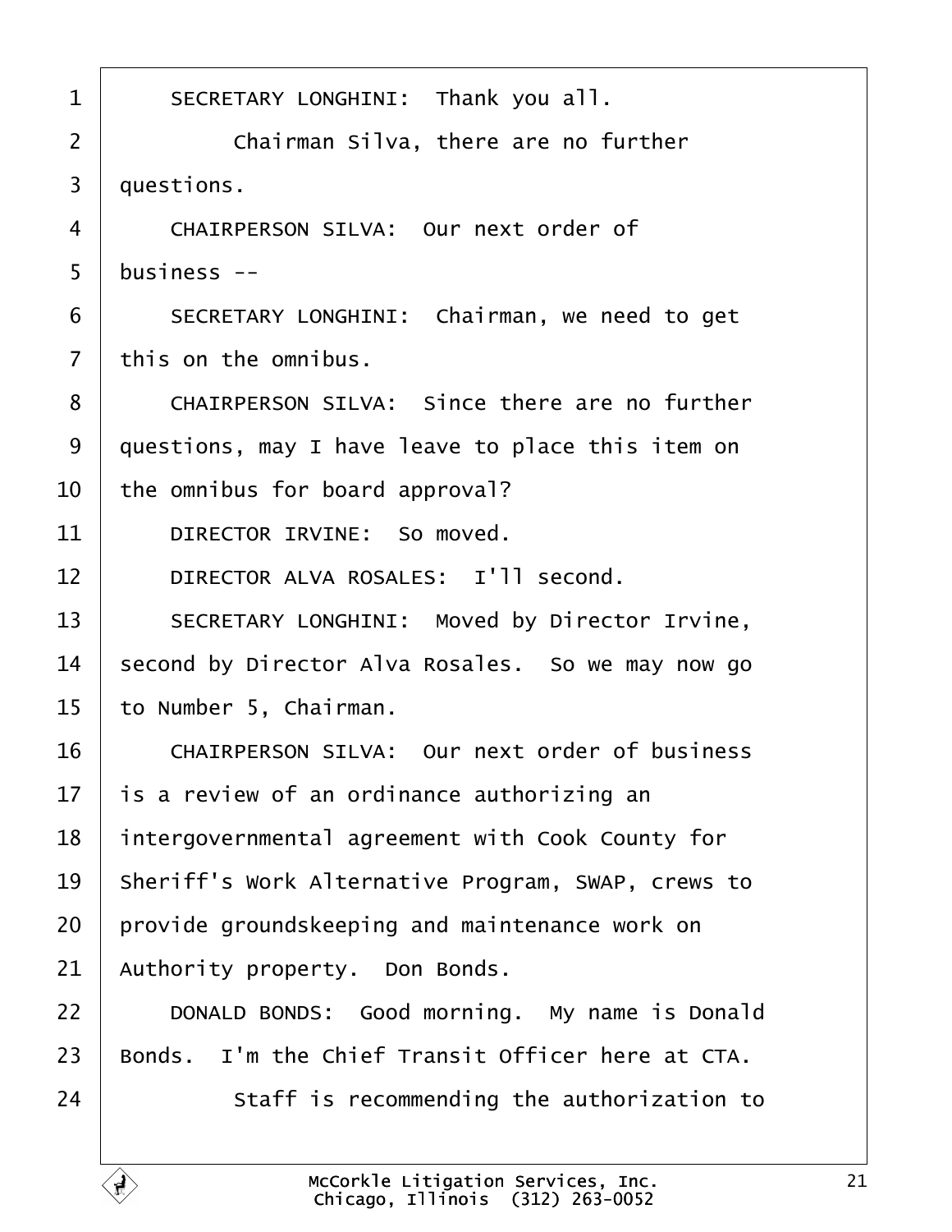SECRETARY LONGHINI: Thank you all.

Chairman Silva, there are no further questions.

CHAIRPERSON SILVA: Our next order of business --

SECRETARY LONGHINI: Chairman, we need to get this on the omnibus.

CHAIRPERSON SILVA: Since there are no further questions, may I have leave to place this item on the omnibus for board approval?

DIRECTOR IRVINE: So moved.

DIRECTOR ALVA ROSALES: I'll second.

SECRETARY LONGHINI: Moved by Director Irvine, second by Director Alva Rosales. So we may now go to Number 5, Chairman.

CHAIRPERSON SILVA: Our next order of business is a review of an ordinance authorizing an intergovernmental agreement with Cook County for Sheriff's Work Alternative Program, SWAP, crews to provide groundskeeping and maintenance work on Authority property. Don Bonds.

DONALD BONDS: Good morning. My name is Donald Bonds. I'm the Chief Transit Officer here at CTA.

Staff is recommending the authorization to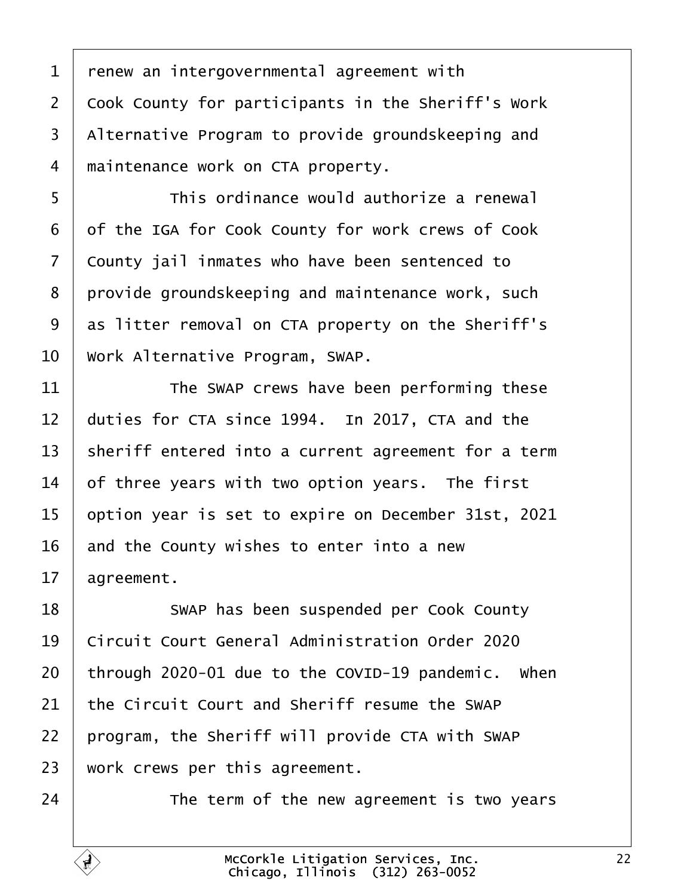renew an intergovernmental agreement with Cook County for participants in the Sheriff's Work Alternative Program to provide groundskeeping and maintenance work on CTA property.

This ordinance would authorize a renewal of the IGA for Cook County for work crews of Cook County jail inmates who have been sentenced to provide groundskeeping and maintenance work, such as litter removal on CTA property on the Sheriff's Work Alternative Program, SWAP.

The SWAP crews have been performing these duties for CTA since 1994. In 2017, CTA and the sheriff entered into a current agreement for a term of three years with two option years. The first option year is set to expire on December 31st, 2021 and the County wishes to enter into a new agreement.

SWAP has been suspended per Cook County Circuit Court General Administration Order 2020 through 2020-01 due to the COVID-19 pandemic. When the Circuit Court and Sheriff resume the SWAP program, the Sheriff will provide CTA with SWAP work crews per this agreement.

The term of the new agreement is two years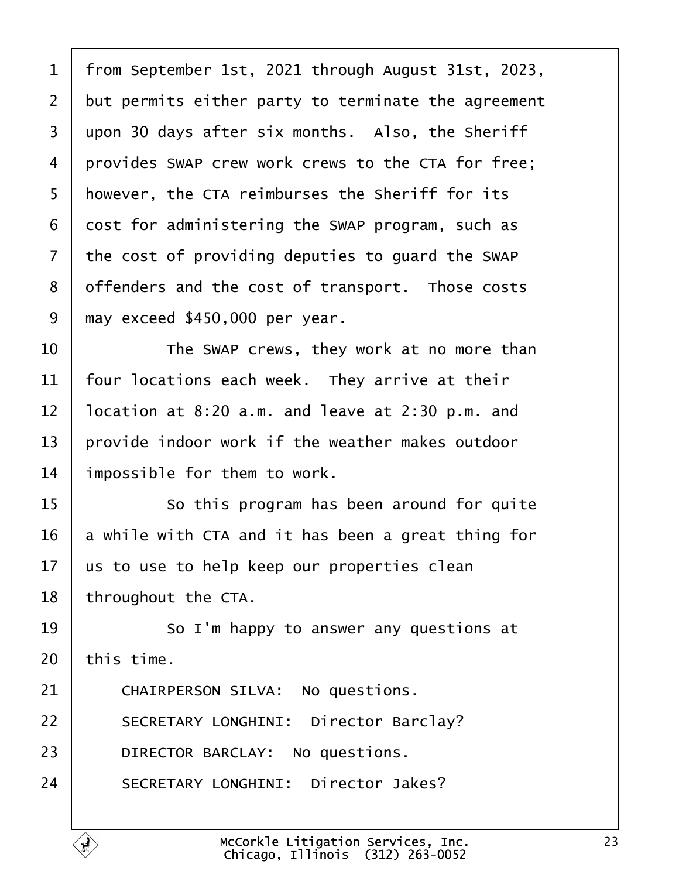from September 1st, 2021 through August 31st, 2023, but permits either party to terminate the agreement upon 30 days after six months. Also, the Sheriff provides SWAP crew work crews to the CTA for free; however, the CTA reimburses the Sheriff for its cost for administering the SWAP program, such as the cost of providing deputies to guard the SWAP offenders and the cost of transport. Those costs may exceed $450,000 per year.

The SWAP crews, they work at no more than four locations each week. They arrive at their location at 8:20 a.m. and leave at 2:30 p.m. and provide indoor work if the weather makes outdoor impossible for them to work.

So this program has been around for quite a while with CTA and it has been a great thing for us to use to help keep our properties clean throughout the CTA.

So I'm happy to answer any questions at this time.

CHAIRPERSON SILVA: No questions.

SECRETARY LONGHINI: Director Barclay?

DIRECTOR BARCLAY: No questions.

SECRETARY LONGHINI: Director Jakes?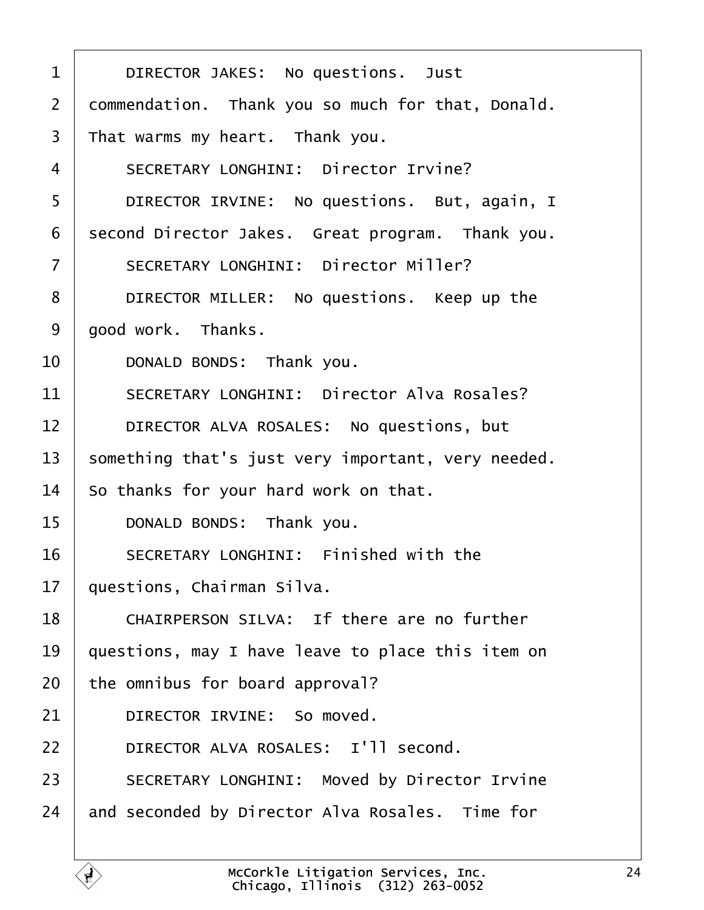DIRECTOR JAKES: No questions. Just commendation. Thank you so much for that, Donald. That warms my heart. Thank you.

SECRETARY LONGHINI: Director Irvine?

DIRECTOR IRVINE: No questions. But, again, I second Director Jakes. Great program. Thank you.

SECRETARY LONGHINI: Director Miller?

DIRECTOR MILLER: No questions. Keep up the good work. Thanks.

DONALD BONDS: Thank you.

SECRETARY LONGHINI: Director Alva Rosales?

DIRECTOR ALVA ROSALES: No questions, but something that's just very important, very needed. So thanks for your hard work on that.

DONALD BONDS: Thank you.

SECRETARY LONGHINI: Finished with the questions, Chairman Silva.

CHAIRPERSON SILVA: If there are no further questions, may I have leave to place this item on the omnibus for board approval?

DIRECTOR IRVINE: So moved.

DIRECTOR ALVA ROSALES: I'll second.

SECRETARY LONGHINI: Moved by Director Irvine and seconded by Director Alva Rosales. Time for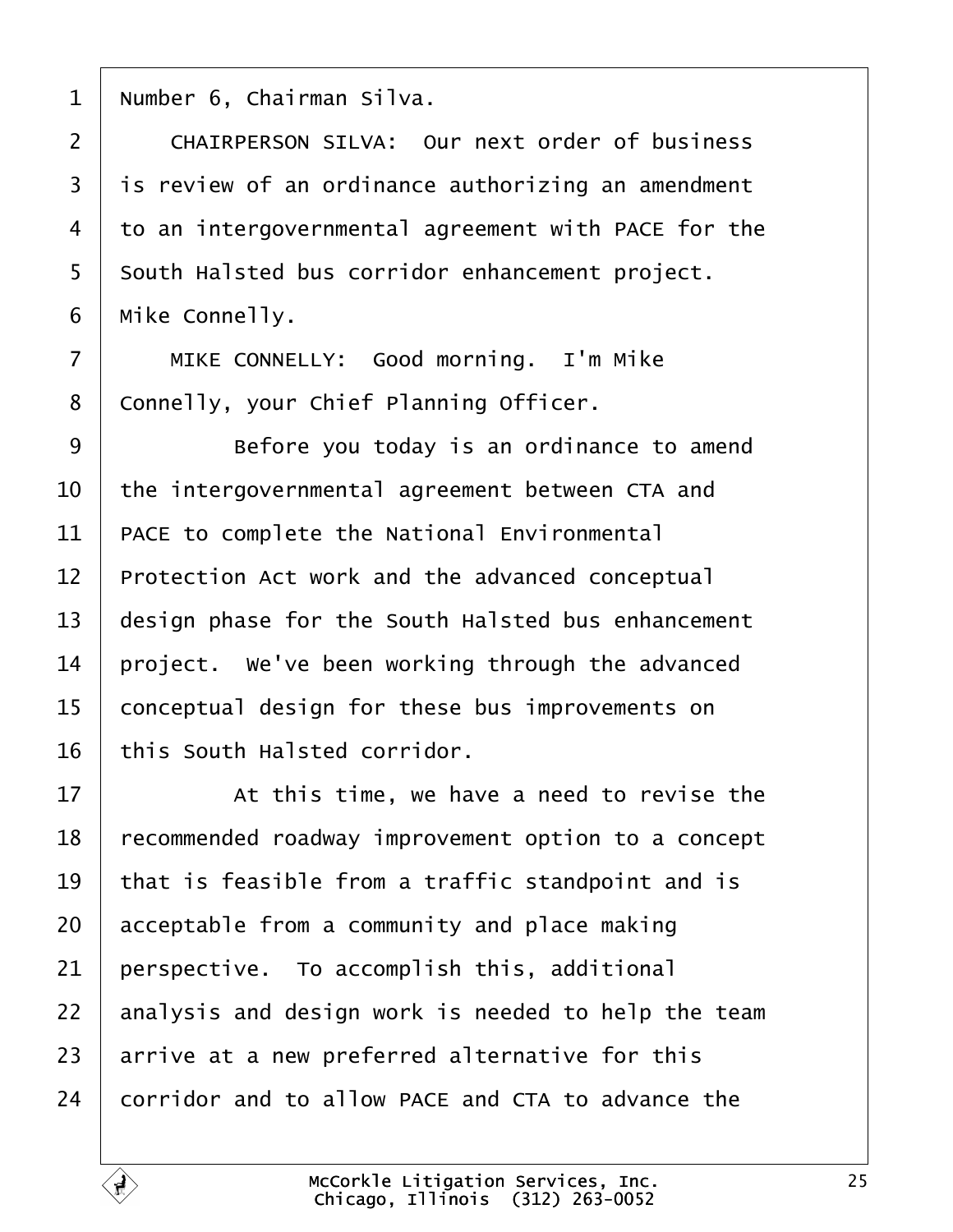1 Number 6, Chairman Silva.

2 CHAIRPERSON SILVA: Our next order of business

3 is review of an ordinance authorizing an amendment

4 to an intergovernmental agreement with PACE for the

5 South Halsted bus corridor enhancement project.

6 Mike Connelly.

7 MIKE CONNELLY: Good morning. I'm Mike

8 Connelly, your Chief Planning Officer.

9 Before you today is an ordinance to amend

10 the intergovernmental agreement between CTA and

11 PACE to complete the National Environmental

12 Protection Act work and the advanced conceptual

13 design phase for the South Halsted bus enhancement

14 project. We've been working through the advanced

15 conceptual design for these bus improvements on

16 this South Halsted corridor.

17 At this time, we have a need to revise the

18 recommended roadway improvement option to a concept

19 that is feasible from a traffic standpoint and is

20 acceptable from a community and place making

21 perspective. To accomplish this, additional

22 analysis and design work is needed to help the team

23 arrive at a new preferred alternative for this

24 corridor and to allow PACE and CTA to advance the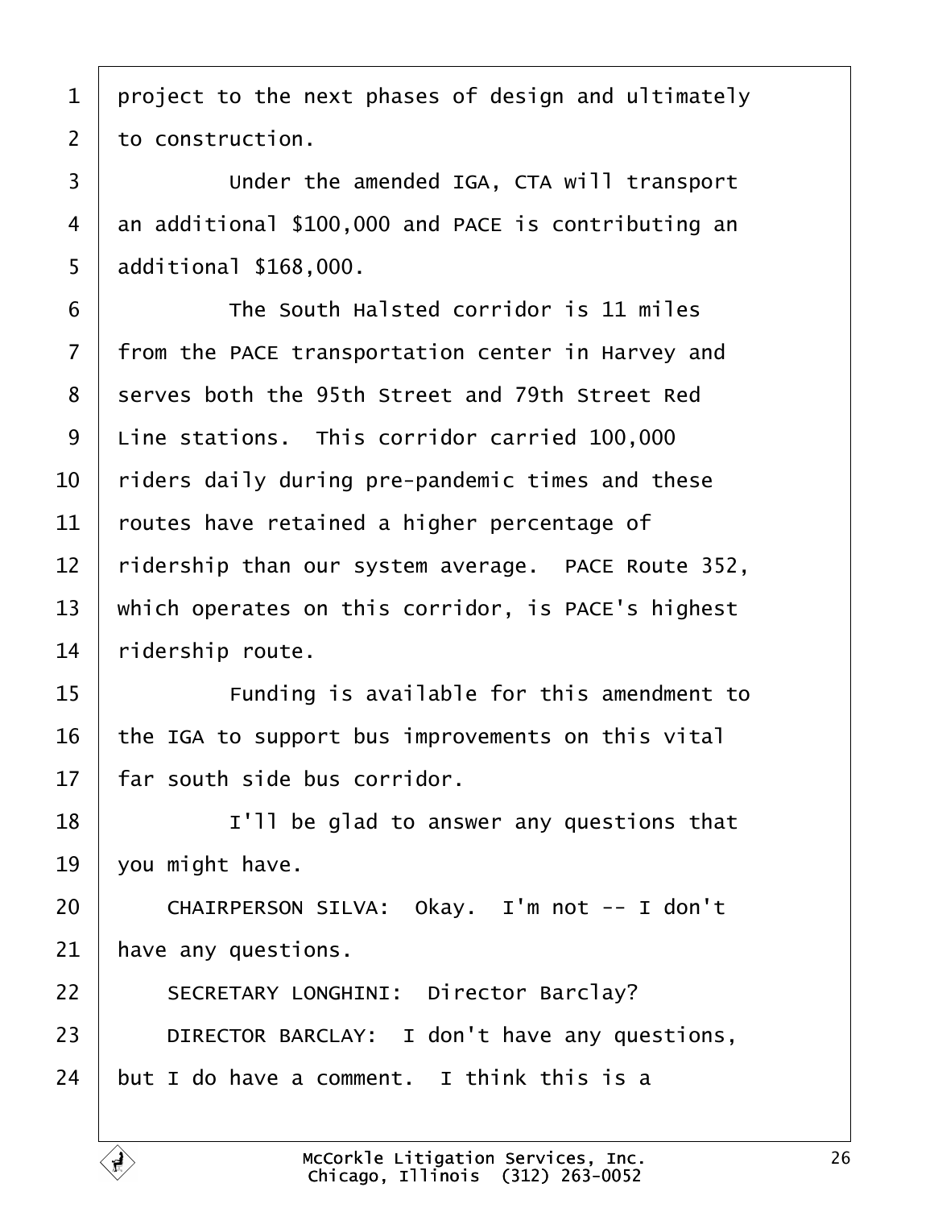project to the next phases of design and ultimately to construction.

Under the amended IGA, CTA will transport an additional $100,000 and PACE is contributing an additional $168,000.

The South Halsted corridor is 11 miles from the PACE transportation center in Harvey and serves both the 95th Street and 79th Street Red Line stations. This corridor carried 100,000 riders daily during pre-pandemic times and these routes have retained a higher percentage of ridership than our system average. PACE Route 352, which operates on this corridor, is PACE's highest ridership route.

Funding is available for this amendment to the IGA to support bus improvements on this vital far south side bus corridor.

I'll be glad to answer any questions that you might have.

CHAIRPERSON SILVA: Okay. I'm not -- I don't have any questions.

SECRETARY LONGHINI: Director Barclay?

DIRECTOR BARCLAY: I don't have any questions, but I do have a comment. I think this is a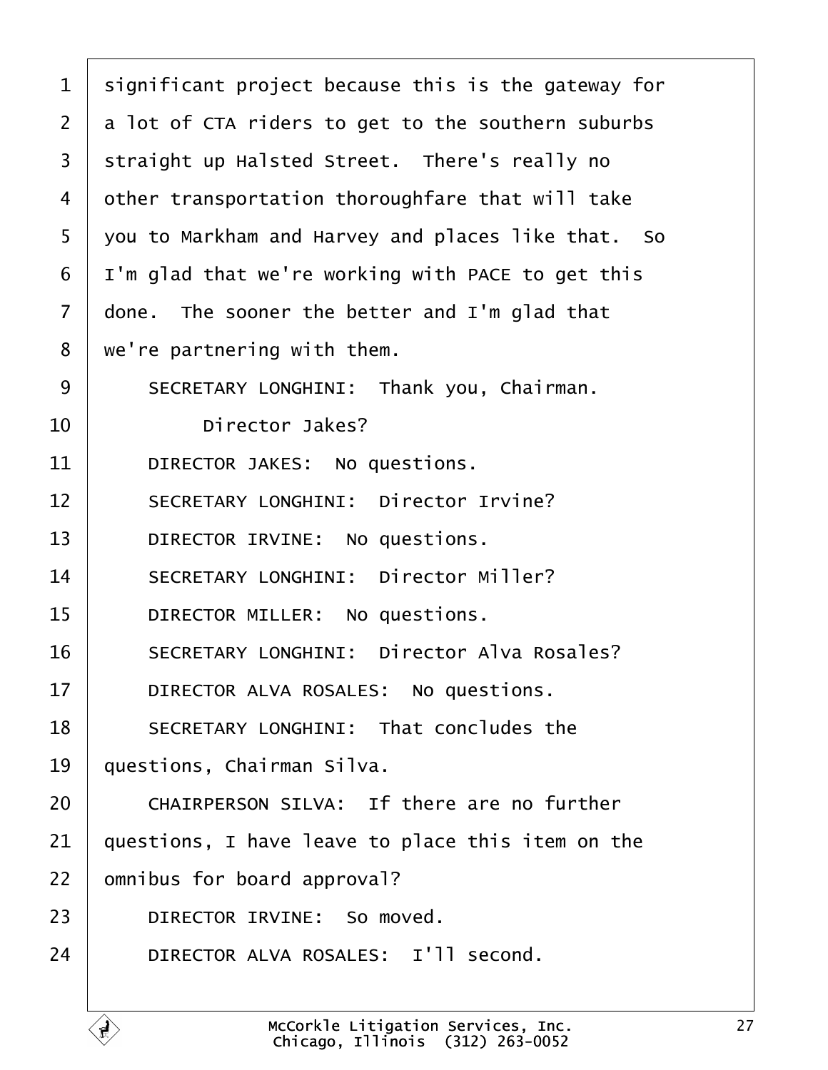significant project because this is the gateway for a lot of CTA riders to get to the southern suburbs straight up Halsted Street. There's really no other transportation thoroughfare that will take you to Markham and Harvey and places like that. So I'm glad that we're working with PACE to get this done. The sooner the better and I'm glad that we're partnering with them.

SECRETARY LONGHINI: Thank you, Chairman.

Director Jakes?

DIRECTOR JAKES: No questions.

SECRETARY LONGHINI: Director Irvine?

DIRECTOR IRVINE: No questions.

SECRETARY LONGHINI: Director Miller?

DIRECTOR MILLER: No questions.

SECRETARY LONGHINI: Director Alva Rosales?

DIRECTOR ALVA ROSALES: No questions.

SECRETARY LONGHINI: That concludes the questions, Chairman Silva.

CHAIRPERSON SILVA: If there are no further questions, I have leave to place this item on the omnibus for board approval?

DIRECTOR IRVINE: So moved.

DIRECTOR ALVA ROSALES: I'll second.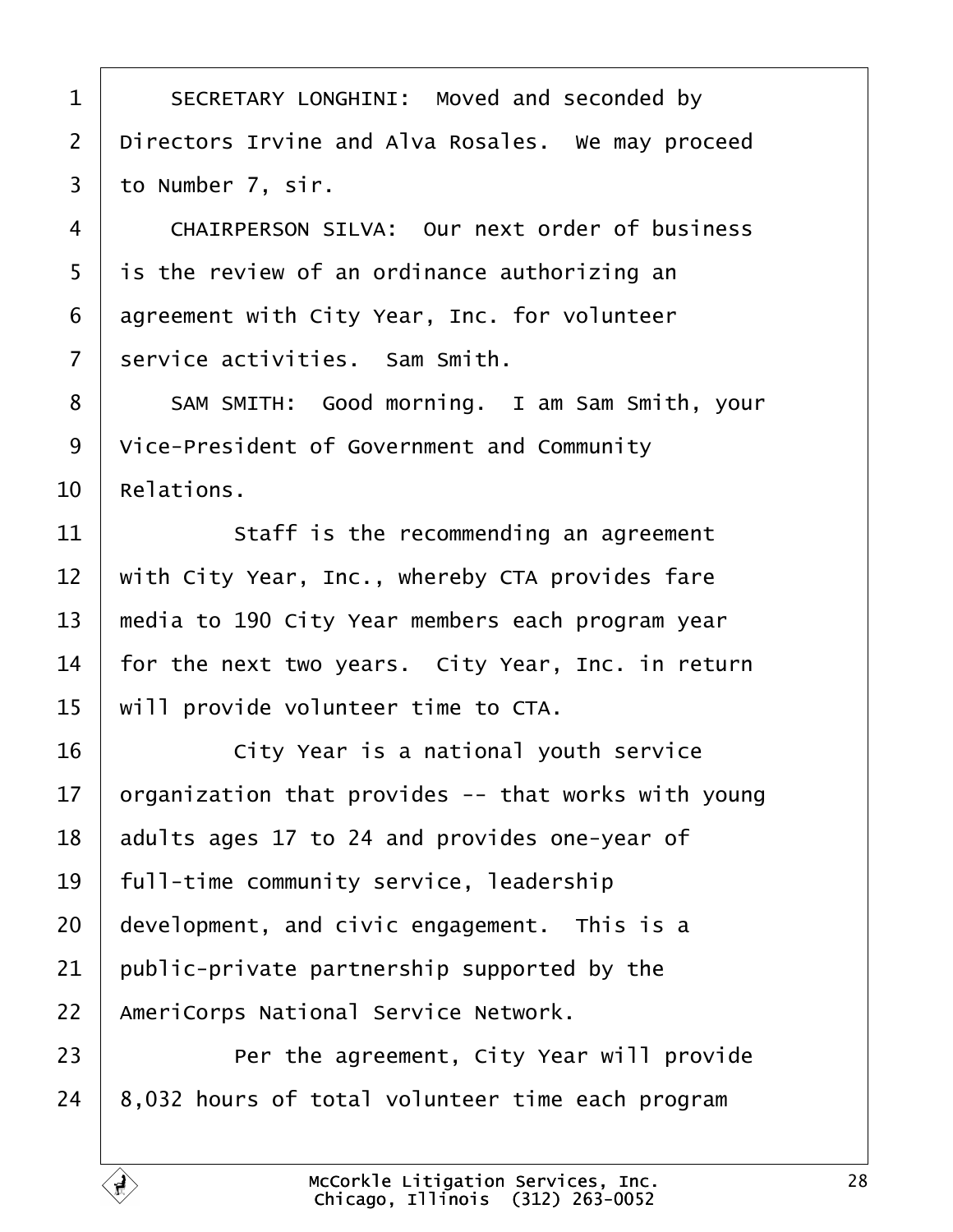SECRETARY LONGHINI: Moved and seconded by Directors Irvine and Alva Rosales. We may proceed to Number 7, sir.

CHAIRPERSON SILVA: Our next order of business is the review of an ordinance authorizing an agreement with City Year, Inc. for volunteer service activities. Sam Smith.

SAM SMITH: Good morning. I am Sam Smith, your Vice-President of Government and Community Relations.

Staff is the recommending an agreement with City Year, Inc., whereby CTA provides fare media to 190 City Year members each program year for the next two years. City Year, Inc. in return will provide volunteer time to CTA.

City Year is a national youth service organization that provides -- that works with young adults ages 17 to 24 and provides one-year of full-time community service, leadership development, and civic engagement. This is a public-private partnership supported by the AmeriCorps National Service Network.

Per the agreement, City Year will provide 8,032 hours of total volunteer time each program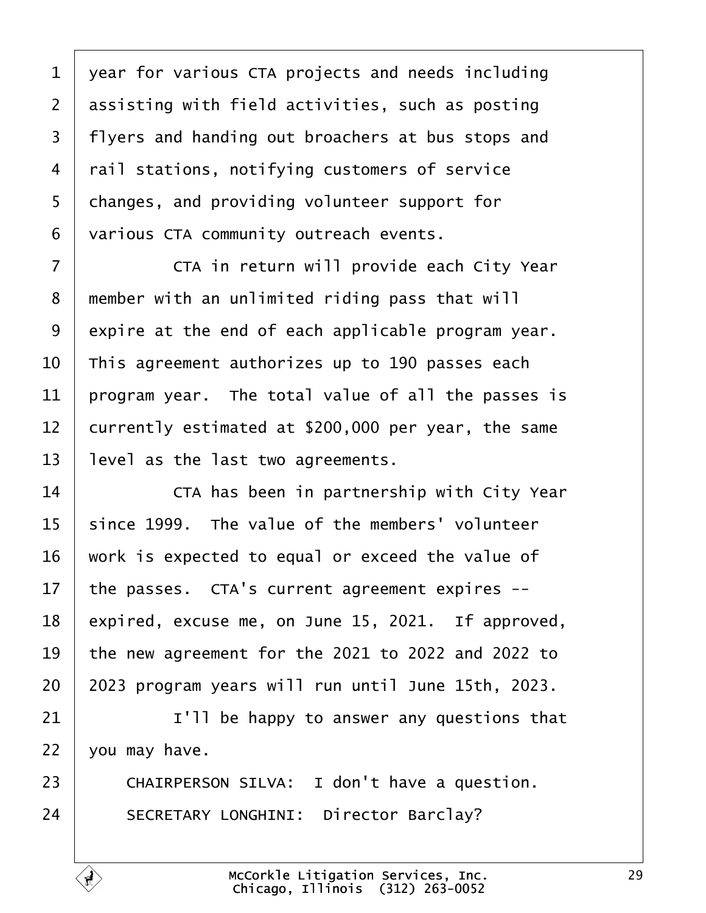year for various CTA projects and needs including assisting with field activities, such as posting flyers and handing out broachers at bus stops and rail stations, notifying customers of service changes, and providing volunteer support for various CTA community outreach events.

CTA in return will provide each City Year member with an unlimited riding pass that will expire at the end of each applicable program year. This agreement authorizes up to 190 passes each program year. The total value of all the passes is currently estimated at $200,000 per year, the same level as the last two agreements.

CTA has been in partnership with City Year since 1999. The value of the members' volunteer work is expected to equal or exceed the value of the passes. CTA's current agreement expires -- expired, excuse me, on June 15, 2021. If approved, the new agreement for the 2021 to 2022 and 2022 to 2023 program years will run until June 15th, 2023.

I'll be happy to answer any questions that you may have.

CHAIRPERSON SILVA: I don't have a question.

SECRETARY LONGHINI: Director Barclay?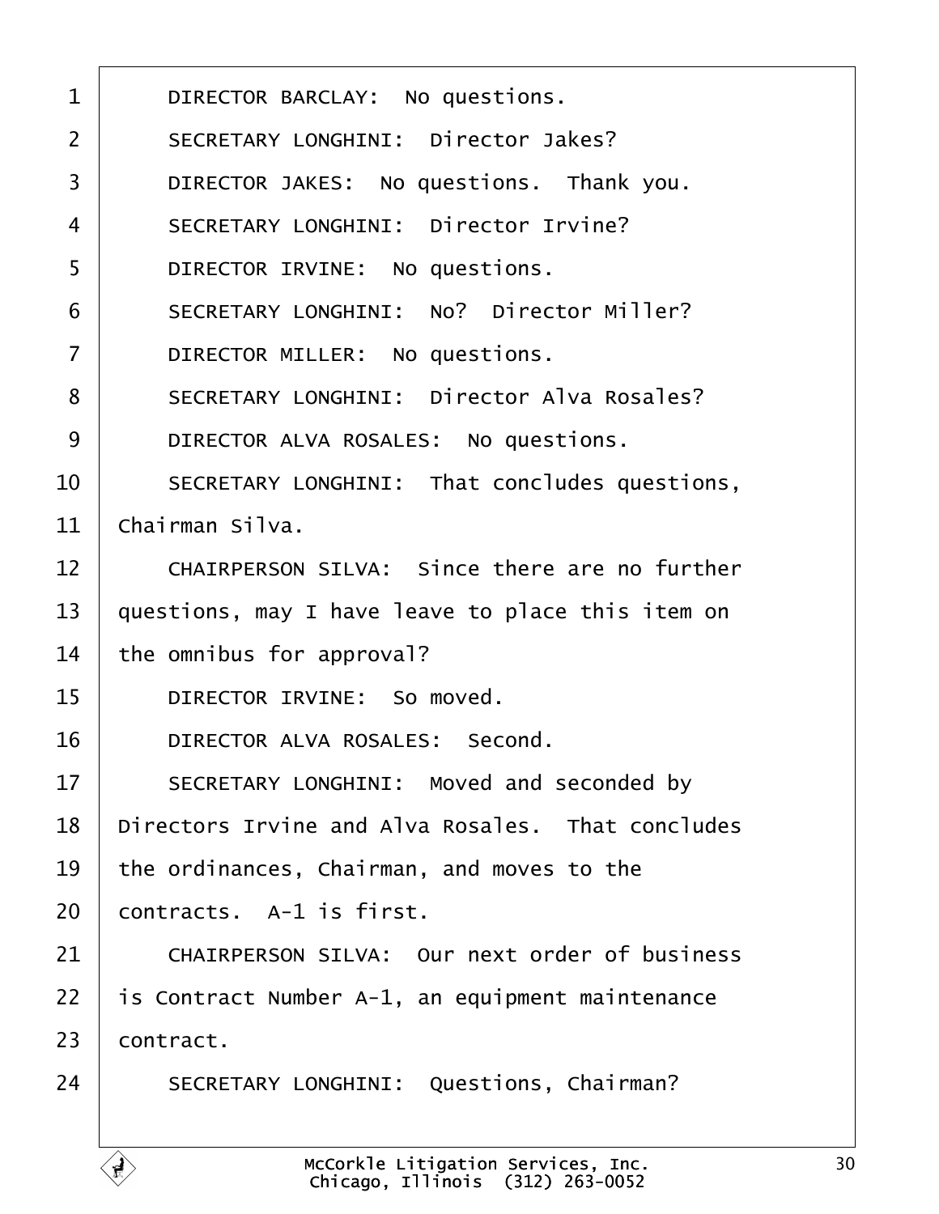DIRECTOR BARCLAY: No questions.

SECRETARY LONGHINI: Director Jakes?

DIRECTOR JAKES: No questions. Thank you.

SECRETARY LONGHINI: Director Irvine?

DIRECTOR IRVINE: No questions.

SECRETARY LONGHINI: No? Director Miller?

DIRECTOR MILLER: No questions.

SECRETARY LONGHINI: Director Alva Rosales?

DIRECTOR ALVA ROSALES: No questions.

SECRETARY LONGHINI: That concludes questions, Chairman Silva.

CHAIRPERSON SILVA: Since there are no further questions, may I have leave to place this item on the omnibus for approval?

DIRECTOR IRVINE: So moved.

DIRECTOR ALVA ROSALES: Second.

SECRETARY LONGHINI: Moved and seconded by Directors Irvine and Alva Rosales. That concludes the ordinances, Chairman, and moves to the contracts. A-1 is first.

CHAIRPERSON SILVA: Our next order of business is Contract Number A-1, an equipment maintenance contract.

SECRETARY LONGHINI: Questions, Chairman?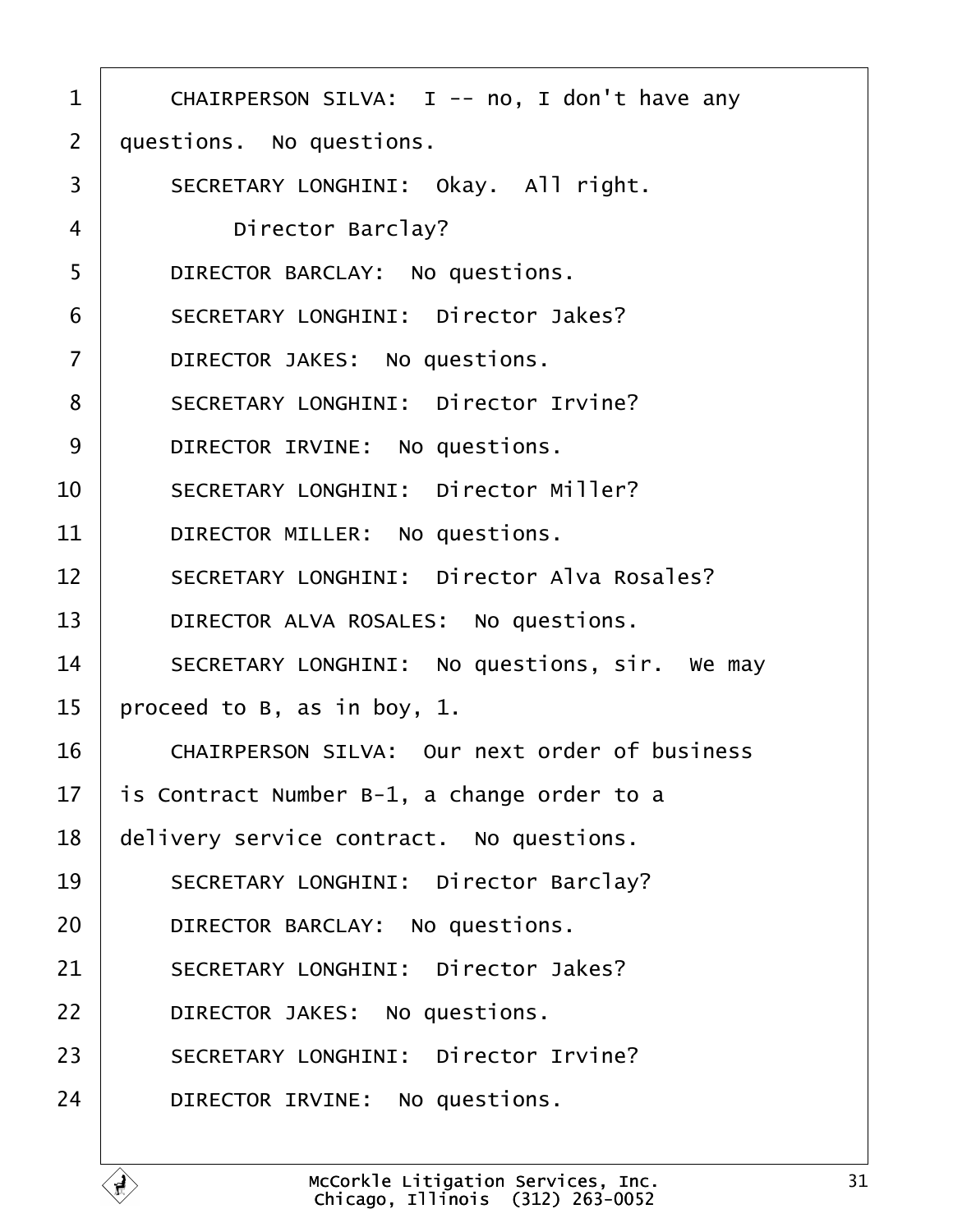1 CHAIRPERSON SILVA: I -- no, I don't have any
2 questions. No questions.
3 SECRETARY LONGHINI: Okay. All right.
4 Director Barclay?
5 DIRECTOR BARCLAY: No questions.
6 SECRETARY LONGHINI: Director Jakes?
7 DIRECTOR JAKES: No questions.
8 SECRETARY LONGHINI: Director Irvine?
9 DIRECTOR IRVINE: No questions.
10 SECRETARY LONGHINI: Director Miller?
11 DIRECTOR MILLER: No questions.
12 SECRETARY LONGHINI: Director Alva Rosales?
13 DIRECTOR ALVA ROSALES: No questions.
14 SECRETARY LONGHINI: No questions, sir. We may
15 proceed to B, as in boy, 1.
16 CHAIRPERSON SILVA: Our next order of business
17 is Contract Number B-1, a change order to a
18 delivery service contract. No questions.
19 SECRETARY LONGHINI: Director Barclay?
20 DIRECTOR BARCLAY: No questions.
21 SECRETARY LONGHINI: Director Jakes?
22 DIRECTOR JAKES: No questions.
23 SECRETARY LONGHINI: Director Irvine?
24 DIRECTOR IRVINE: No questions.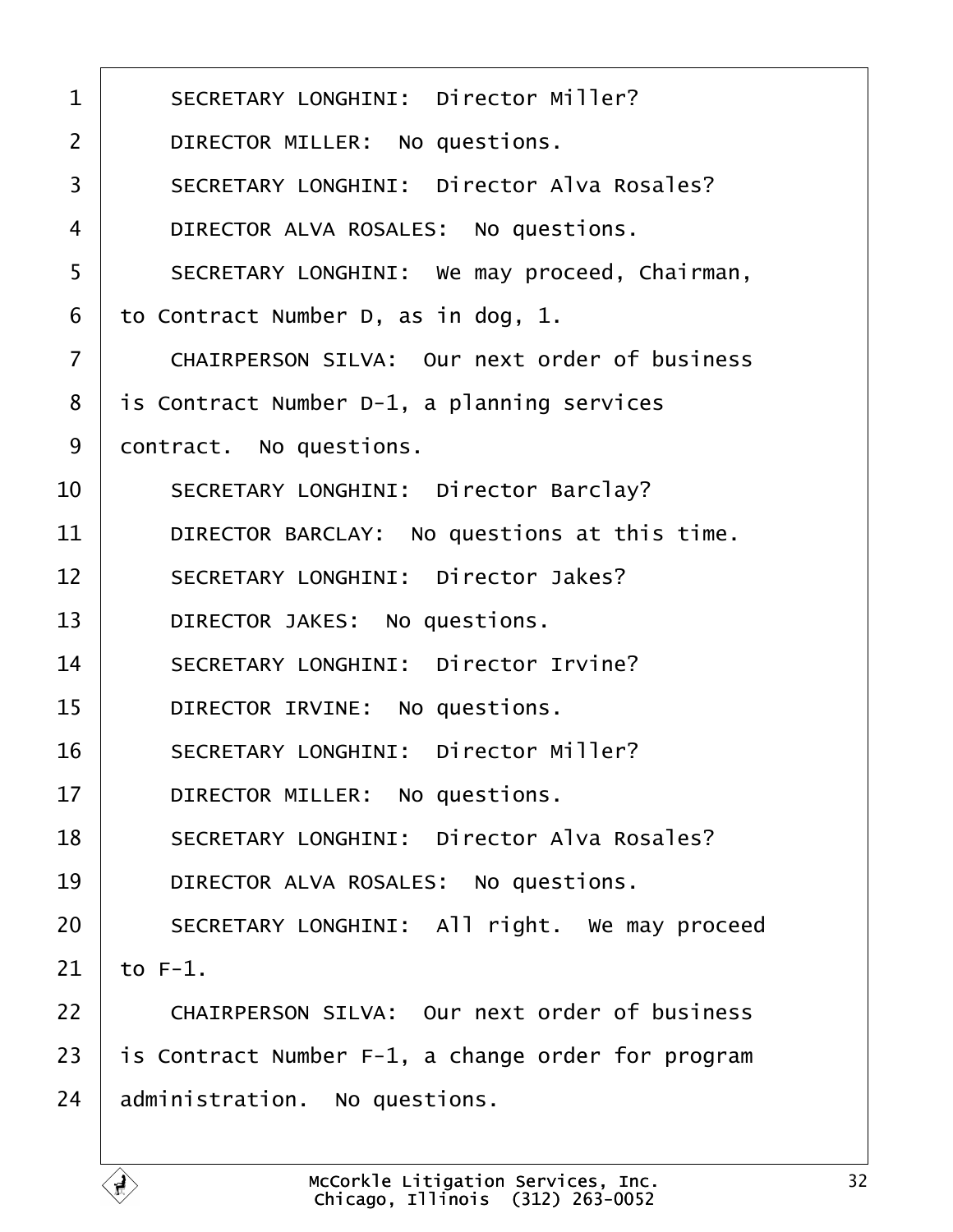1 SECRETARY LONGHINI: Director Miller?

2 DIRECTOR MILLER: No questions.

3 SECRETARY LONGHINI: Director Alva Rosales?

4 DIRECTOR ALVA ROSALES: No questions.

5 SECRETARY LONGHINI: We may proceed, Chairman,

6 to Contract Number D, as in dog, 1.

7 CHAIRPERSON SILVA: Our next order of business

8 is Contract Number D-1, a planning services

9 contract. No questions.

10 SECRETARY LONGHINI: Director Barclay?

11 DIRECTOR BARCLAY: No questions at this time.

12 SECRETARY LONGHINI: Director Jakes?

13 DIRECTOR JAKES: No questions.

14 SECRETARY LONGHINI: Director Irvine?

15 DIRECTOR IRVINE: No questions.

16 SECRETARY LONGHINI: Director Miller?

17 DIRECTOR MILLER: No questions.

18 SECRETARY LONGHINI: Director Alva Rosales?

19 DIRECTOR ALVA ROSALES: No questions.

20 SECRETARY LONGHINI: All right. We may proceed

21 to F-1.

22 CHAIRPERSON SILVA: Our next order of business

23 is Contract Number F-1, a change order for program

24 administration. No questions.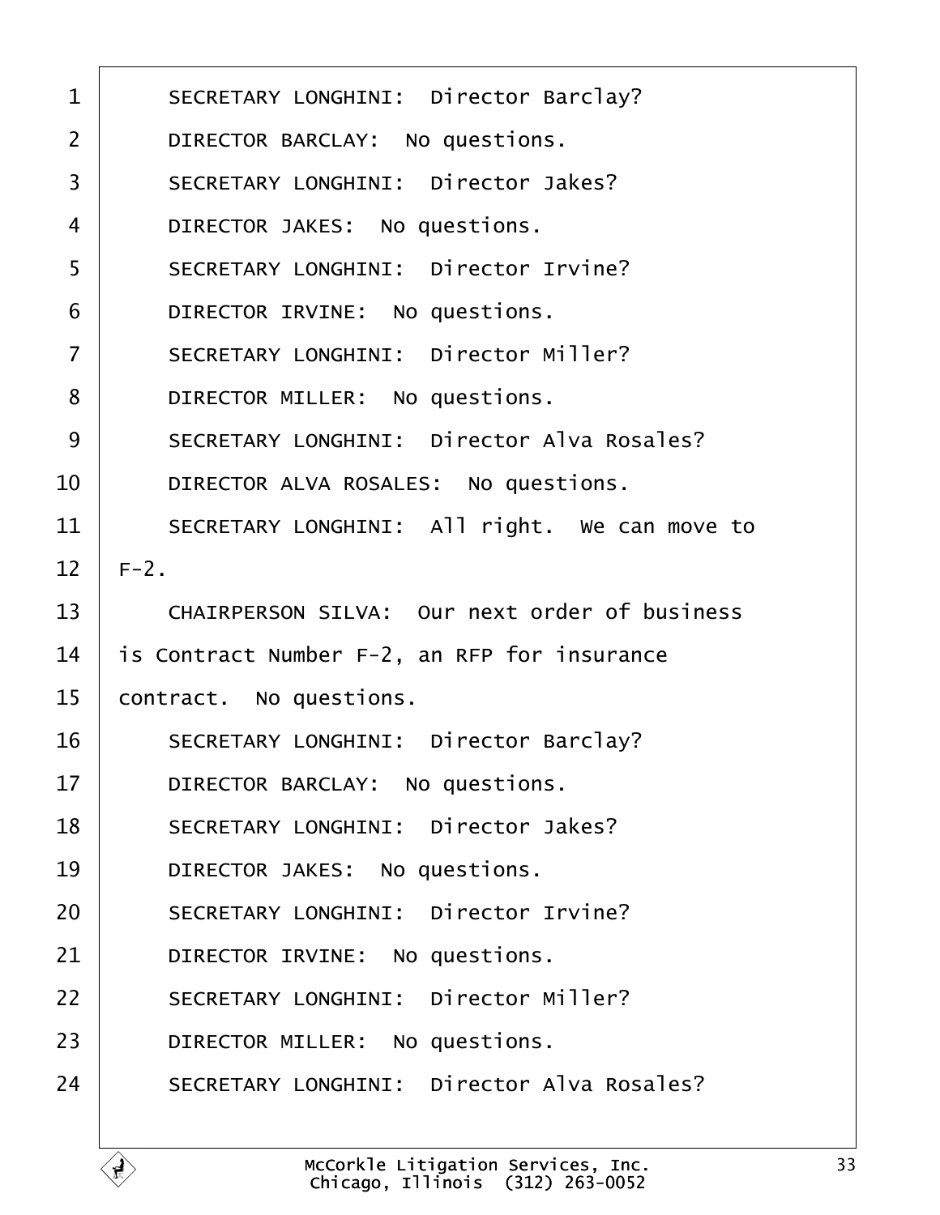1 SECRETARY LONGHINI: Director Barclay?

2 DIRECTOR BARCLAY: No questions.

3 SECRETARY LONGHINI: Director Jakes?

4 DIRECTOR JAKES: No questions.

5 SECRETARY LONGHINI: Director Irvine?

6 DIRECTOR IRVINE: No questions.

7 SECRETARY LONGHINI: Director Miller?

8 DIRECTOR MILLER: No questions.

9 SECRETARY LONGHINI: Director Alva Rosales?

10 DIRECTOR ALVA ROSALES: No questions.

11 SECRETARY LONGHINI: All right. We can move to

12 F-2.

13 CHAIRPERSON SILVA: Our next order of business

14 is Contract Number F-2, an RFP for insurance

15 contract. No questions.

16 SECRETARY LONGHINI: Director Barclay?

17 DIRECTOR BARCLAY: No questions.

18 SECRETARY LONGHINI: Director Jakes?

19 DIRECTOR JAKES: No questions.

20 SECRETARY LONGHINI: Director Irvine?

21 DIRECTOR IRVINE: No questions.

22 SECRETARY LONGHINI: Director Miller?

23 DIRECTOR MILLER: No questions.

24 SECRETARY LONGHINI: Director Alva Rosales?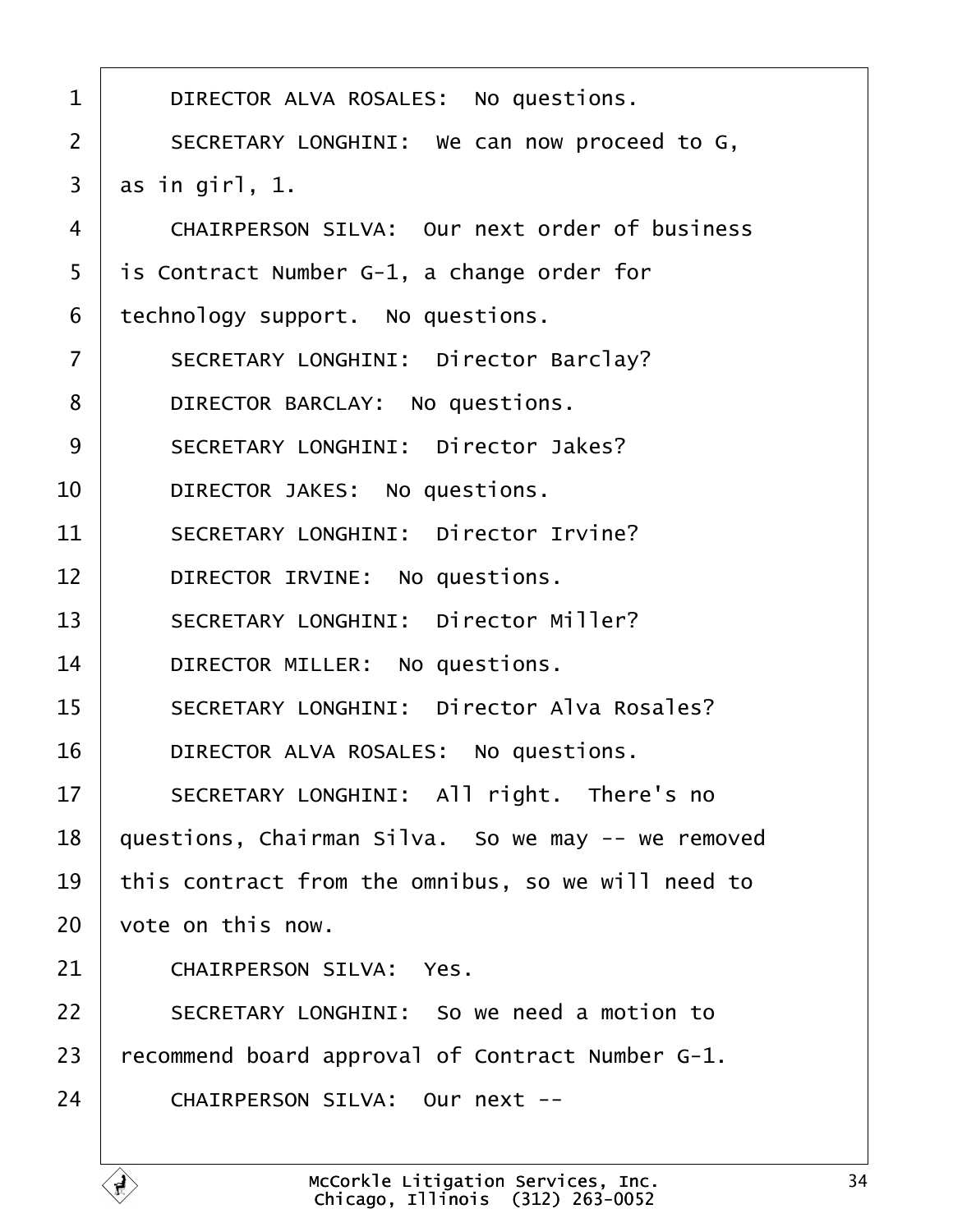1 DIRECTOR ALVA ROSALES: No questions.

2 SECRETARY LONGHINI: We can now proceed to G,

3 as in girl, 1.

4 CHAIRPERSON SILVA: Our next order of business

5 is Contract Number G-1, a change order for

6 technology support. No questions.

7 SECRETARY LONGHINI: Director Barclay?

8 DIRECTOR BARCLAY: No questions.

9 SECRETARY LONGHINI: Director Jakes?

10 DIRECTOR JAKES: No questions.

11 SECRETARY LONGHINI: Director Irvine?

12 DIRECTOR IRVINE: No questions.

13 SECRETARY LONGHINI: Director Miller?

14 DIRECTOR MILLER: No questions.

15 SECRETARY LONGHINI: Director Alva Rosales?

16 DIRECTOR ALVA ROSALES: No questions.

17 SECRETARY LONGHINI: All right. There's no

18 questions, Chairman Silva. So we may -- we removed

19 this contract from the omnibus, so we will need to

20 vote on this now.

21 CHAIRPERSON SILVA: Yes.

22 SECRETARY LONGHINI: So we need a motion to

23 recommend board approval of Contract Number G-1.

24 CHAIRPERSON SILVA: Our next --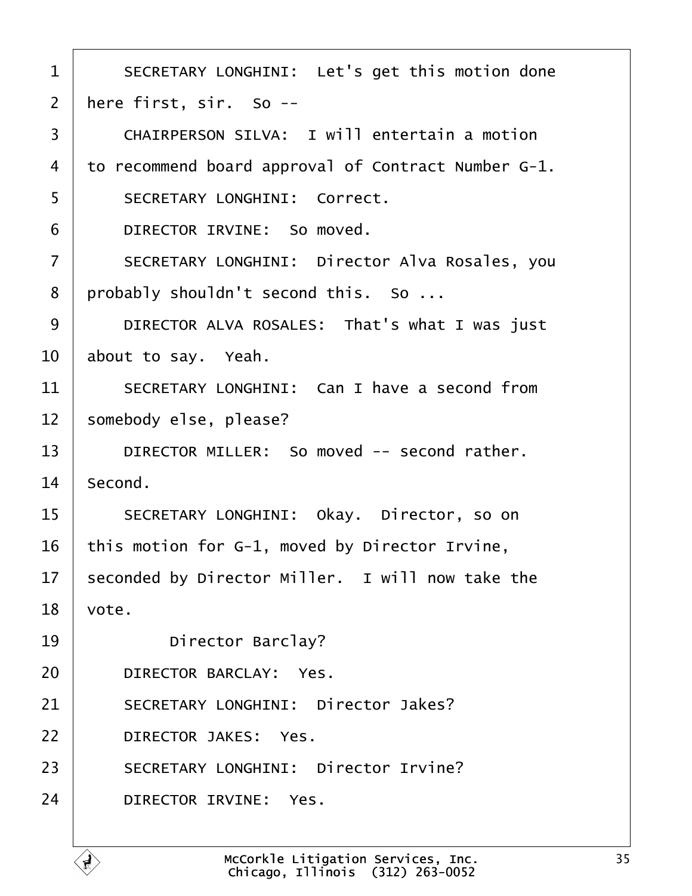1 SECRETARY LONGHINI: Let's get this motion done
2 here first, sir. So --
3 CHAIRPERSON SILVA: I will entertain a motion
4 to recommend board approval of Contract Number G-1.
5 SECRETARY LONGHINI: Correct.
6 DIRECTOR IRVINE: So moved.
7 SECRETARY LONGHINI: Director Alva Rosales, you
8 probably shouldn't second this. So ...
9 DIRECTOR ALVA ROSALES: That's what I was just
10 about to say. Yeah.
11 SECRETARY LONGHINI: Can I have a second from
12 somebody else, please?
13 DIRECTOR MILLER: So moved -- second rather.
14 Second.
15 SECRETARY LONGHINI: Okay. Director, so on
16 this motion for G-1, moved by Director Irvine,
17 seconded by Director Miller. I will now take the
18 vote.
19 Director Barclay?
20 DIRECTOR BARCLAY: Yes.
21 SECRETARY LONGHINI: Director Jakes?
22 DIRECTOR JAKES: Yes.
23 SECRETARY LONGHINI: Director Irvine?
24 DIRECTOR IRVINE: Yes.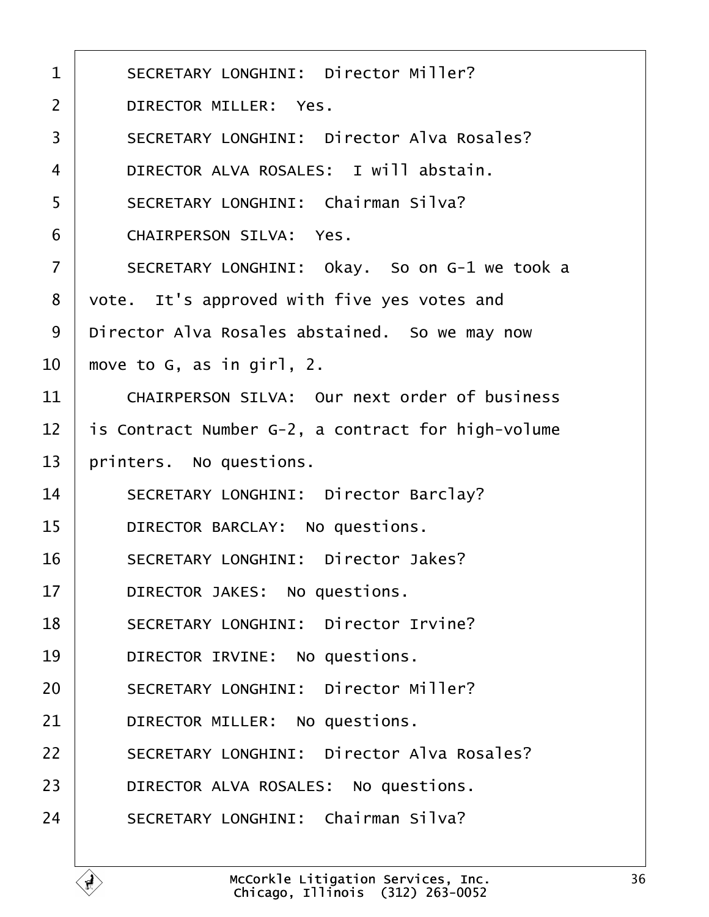1 SECRETARY LONGHINI: Director Miller?

2 DIRECTOR MILLER: Yes.

3 SECRETARY LONGHINI: Director Alva Rosales?

4 DIRECTOR ALVA ROSALES: I will abstain.

5 SECRETARY LONGHINI: Chairman Silva?

6 CHAIRPERSON SILVA: Yes.

7 SECRETARY LONGHINI: Okay. So on G-1 we took a

8 vote. It's approved with five yes votes and

9 Director Alva Rosales abstained. So we may now

10 move to G, as in girl, 2.

11 CHAIRPERSON SILVA: Our next order of business

12 is Contract Number G-2, a contract for high-volume

13 printers. No questions.

14 SECRETARY LONGHINI: Director Barclay?

15 DIRECTOR BARCLAY: No questions.

16 SECRETARY LONGHINI: Director Jakes?

17 DIRECTOR JAKES: No questions.

18 SECRETARY LONGHINI: Director Irvine?

19 DIRECTOR IRVINE: No questions.

20 SECRETARY LONGHINI: Director Miller?

21 DIRECTOR MILLER: No questions.

22 SECRETARY LONGHINI: Director Alva Rosales?

23 DIRECTOR ALVA ROSALES: No questions.

24 SECRETARY LONGHINI: Chairman Silva?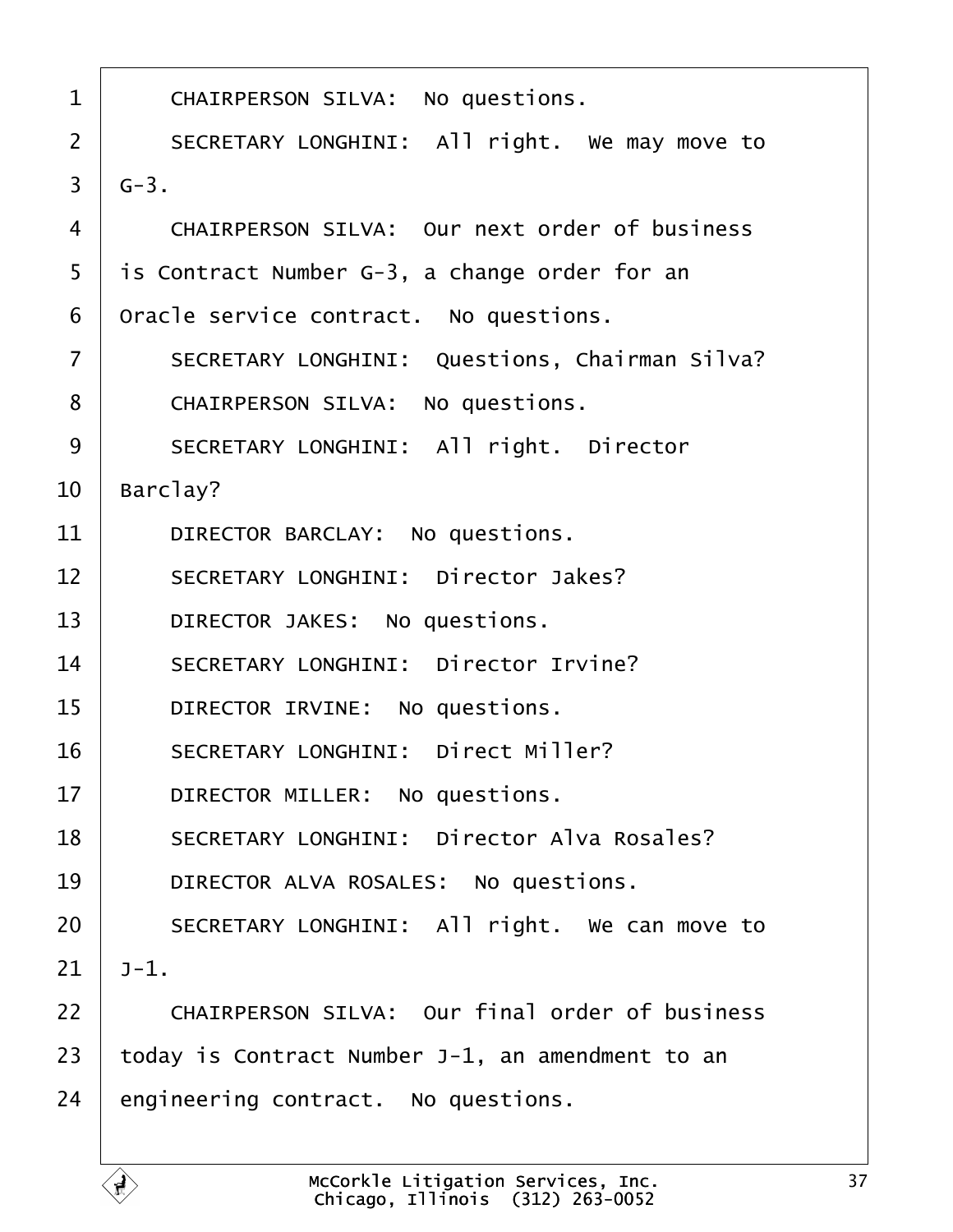1 CHAIRPERSON SILVA: No questions.

2 SECRETARY LONGHINI: All right. We may move to

3 G-3.

4 CHAIRPERSON SILVA: Our next order of business

5 is Contract Number G-3, a change order for an

6 Oracle service contract. No questions.

7 SECRETARY LONGHINI: Questions, Chairman Silva?

8 CHAIRPERSON SILVA: No questions.

9 SECRETARY LONGHINI: All right. Director

10 Barclay?

11 DIRECTOR BARCLAY: No questions.

12 SECRETARY LONGHINI: Director Jakes?

13 DIRECTOR JAKES: No questions.

14 SECRETARY LONGHINI: Director Irvine?

15 DIRECTOR IRVINE: No questions.

16 SECRETARY LONGHINI: Direct Miller?

17 DIRECTOR MILLER: No questions.

18 SECRETARY LONGHINI: Director Alva Rosales?

19 DIRECTOR ALVA ROSALES: No questions.

20 SECRETARY LONGHINI: All right. We can move to

21 J-1.

22 CHAIRPERSON SILVA: Our final order of business

23 today is Contract Number J-1, an amendment to an

24 engineering contract. No questions.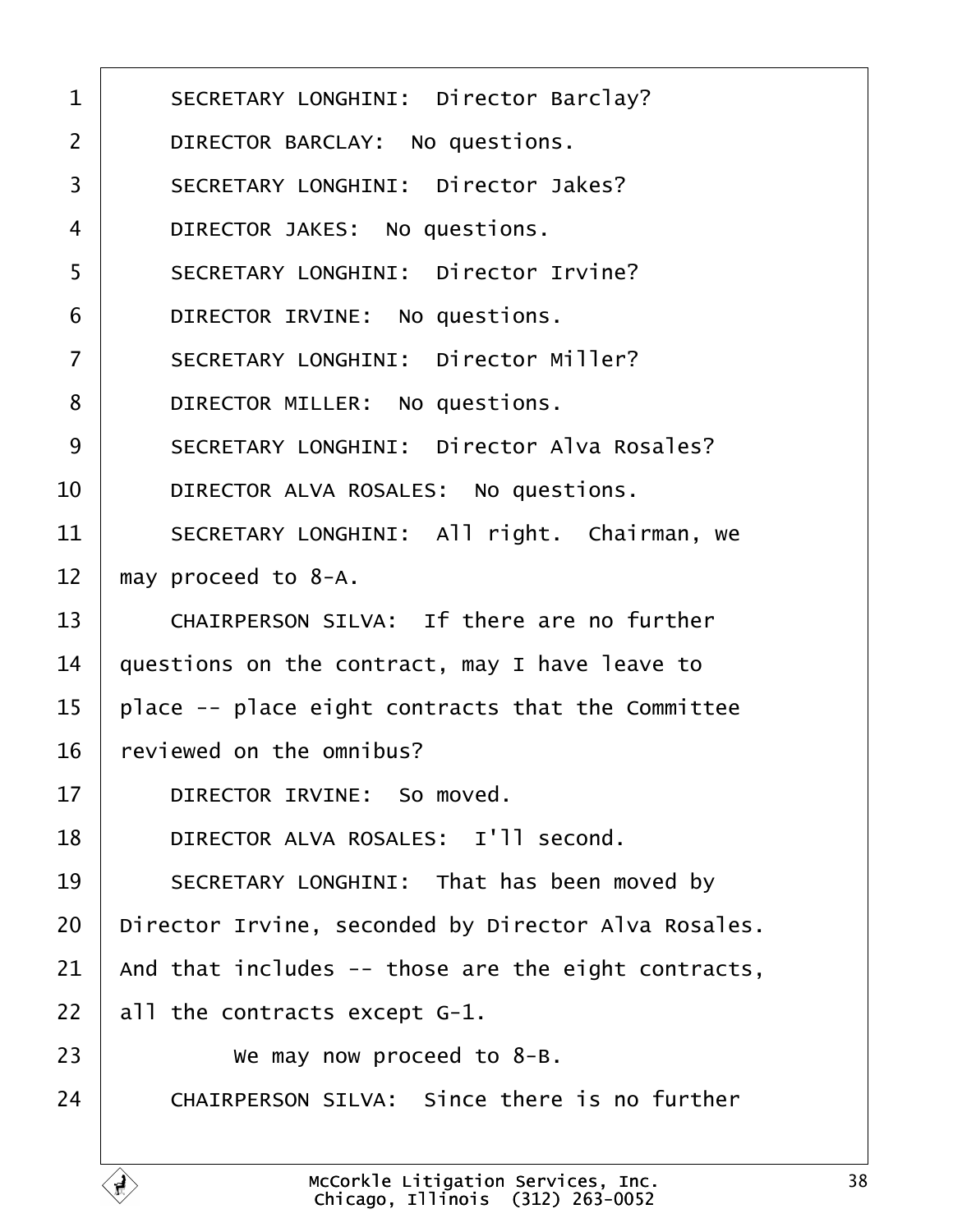SECRETARY LONGHINI: Director Barclay?

DIRECTOR BARCLAY: No questions.

SECRETARY LONGHINI: Director Jakes?

DIRECTOR JAKES: No questions.

SECRETARY LONGHINI: Director Irvine?

DIRECTOR IRVINE: No questions.

SECRETARY LONGHINI: Director Miller?

DIRECTOR MILLER: No questions.

SECRETARY LONGHINI: Director Alva Rosales?

DIRECTOR ALVA ROSALES: No questions.

SECRETARY LONGHINI: All right. Chairman, we may proceed to 8-A.

CHAIRPERSON SILVA: If there are no further questions on the contract, may I have leave to place -- place eight contracts that the Committee reviewed on the omnibus?

DIRECTOR IRVINE: So moved.

DIRECTOR ALVA ROSALES: I'll second.

SECRETARY LONGHINI: That has been moved by Director Irvine, seconded by Director Alva Rosales. And that includes -- those are the eight contracts, all the contracts except G-1.

We may now proceed to 8-B.

CHAIRPERSON SILVA: Since there is no further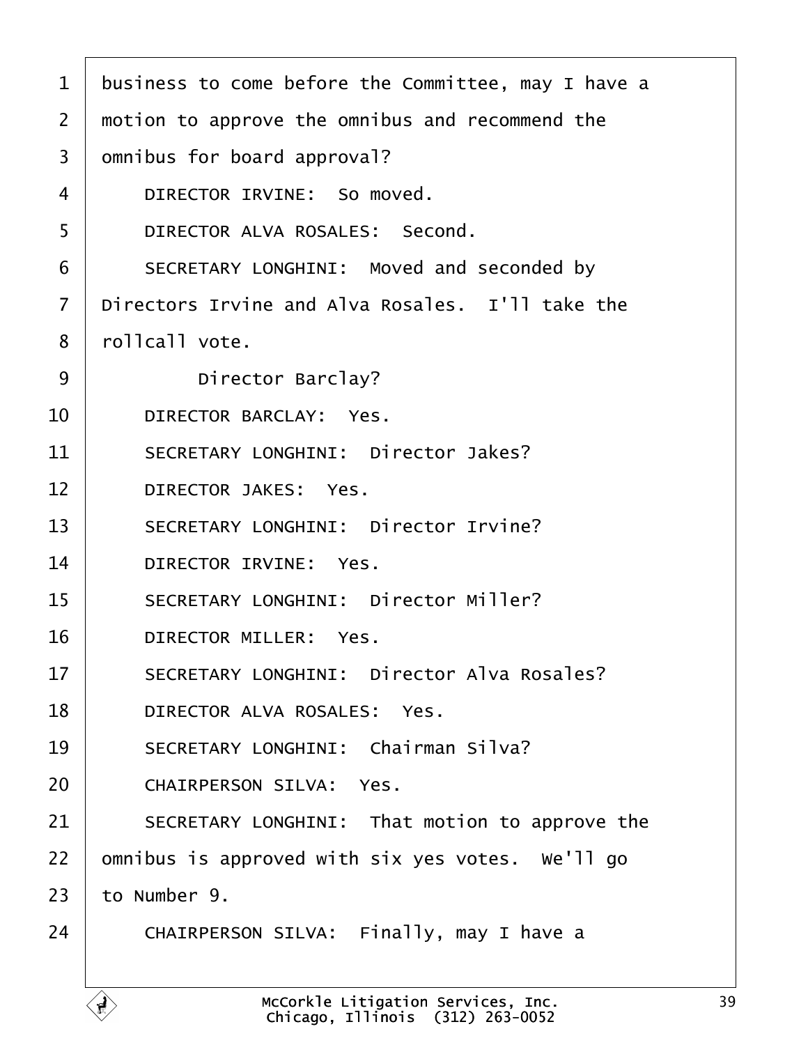1 business to come before the Committee, may I have a

2 motion to approve the omnibus and recommend the

3 omnibus for board approval?

4 DIRECTOR IRVINE: So moved.

5 DIRECTOR ALVA ROSALES: Second.

6 SECRETARY LONGHINI: Moved and seconded by

7 Directors Irvine and Alva Rosales. I'll take the

8 rollcall vote.

9 Director Barclay?

10 DIRECTOR BARCLAY: Yes.

11 SECRETARY LONGHINI: Director Jakes?

12 DIRECTOR JAKES: Yes.

13 SECRETARY LONGHINI: Director Irvine?

14 DIRECTOR IRVINE: Yes.

15 SECRETARY LONGHINI: Director Miller?

16 DIRECTOR MILLER: Yes.

17 SECRETARY LONGHINI: Director Alva Rosales?

18 DIRECTOR ALVA ROSALES: Yes.

19 SECRETARY LONGHINI: Chairman Silva?

20 CHAIRPERSON SILVA: Yes.

21 SECRETARY LONGHINI: That motion to approve the

22 omnibus is approved with six yes votes. We'll go

23 to Number 9.

24 CHAIRPERSON SILVA: Finally, may I have a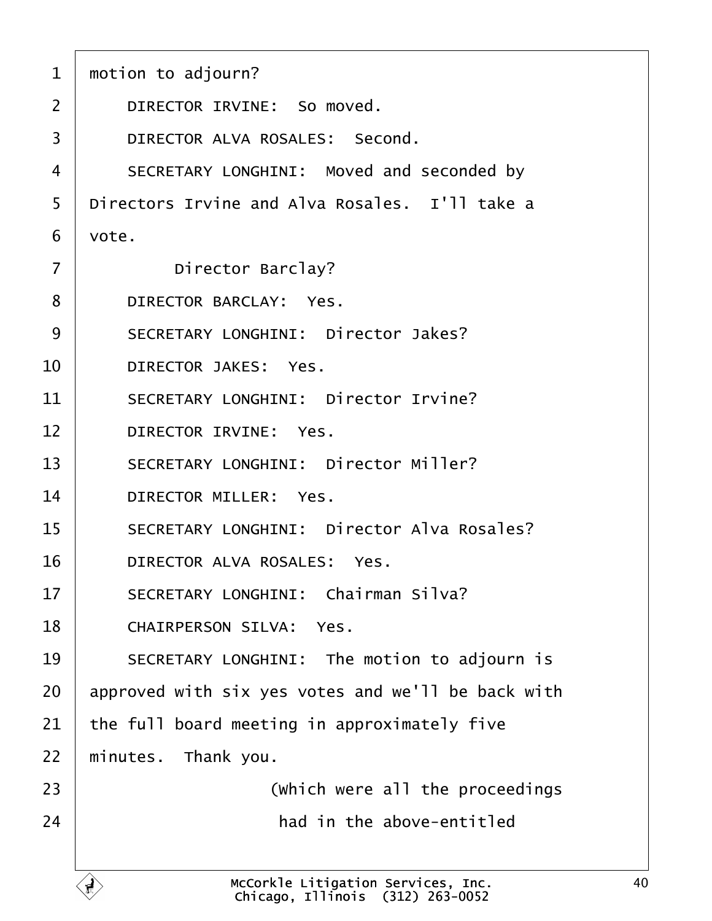motion to adjourn?

DIRECTOR IRVINE: So moved.

DIRECTOR ALVA ROSALES: Second.

SECRETARY LONGHINI: Moved and seconded by Directors Irvine and Alva Rosales. I'll take a vote.

Director Barclay?

DIRECTOR BARCLAY: Yes.

SECRETARY LONGHINI: Director Jakes?

DIRECTOR JAKES: Yes.

SECRETARY LONGHINI: Director Irvine?

DIRECTOR IRVINE: Yes.

SECRETARY LONGHINI: Director Miller?

DIRECTOR MILLER: Yes.

SECRETARY LONGHINI: Director Alva Rosales?

DIRECTOR ALVA ROSALES: Yes.

SECRETARY LONGHINI: Chairman Silva?

CHAIRPERSON SILVA: Yes.

SECRETARY LONGHINI: The motion to adjourn is approved with six yes votes and we'll be back with the full board meeting in approximately five minutes. Thank you.

(Which were all the proceedings had in the above-entitled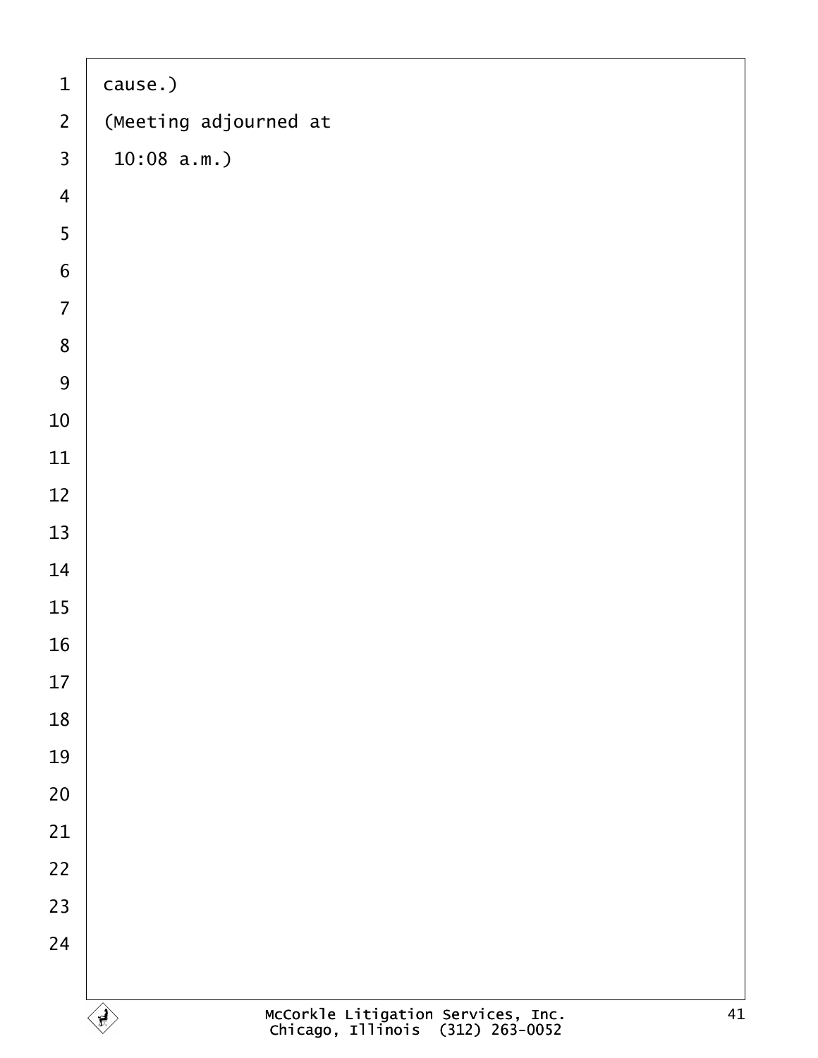cause.)

(Meeting adjourned at

10:08 a.m.)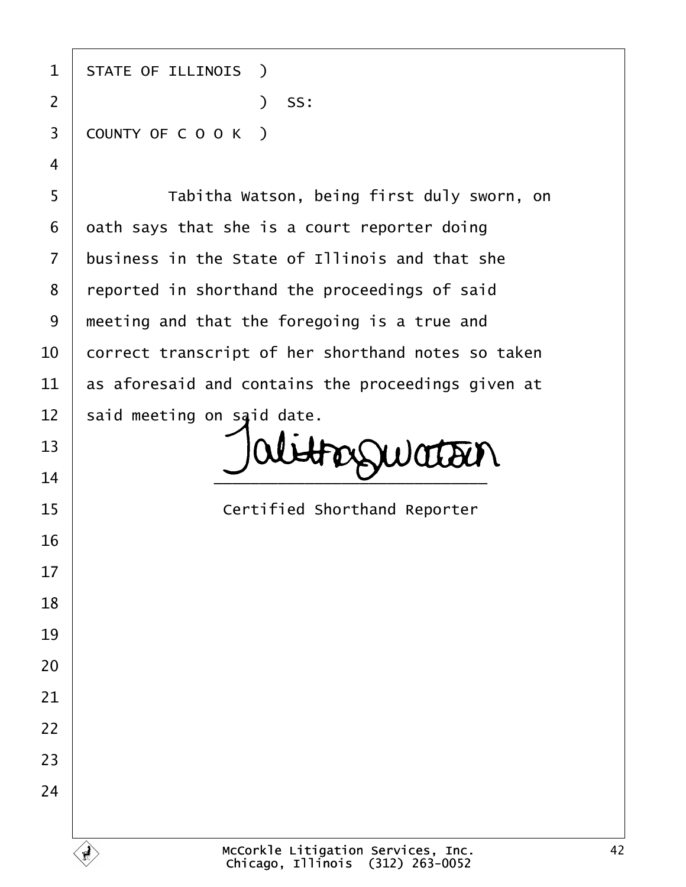STATE OF ILLINOIS )

) SS:

COUNTY OF C O O K )

Tabitha Watson, being first duly sworn, on oath says that she is a court reporter doing business in the State of Illinois and that she reported in shorthand the proceedings of said meeting and that the foregoing is a true and correct transcript of her shorthand notes so taken as aforesaid and contains the proceedings given at said meeting on said date.

Tabitha Watson

\_\_\_\_\_\_\_\_\_\_\_\_\_\_\_\_\_\_\_\_\_\_\_\_\_\_\_\_\_\_

Certified Shorthand Reporter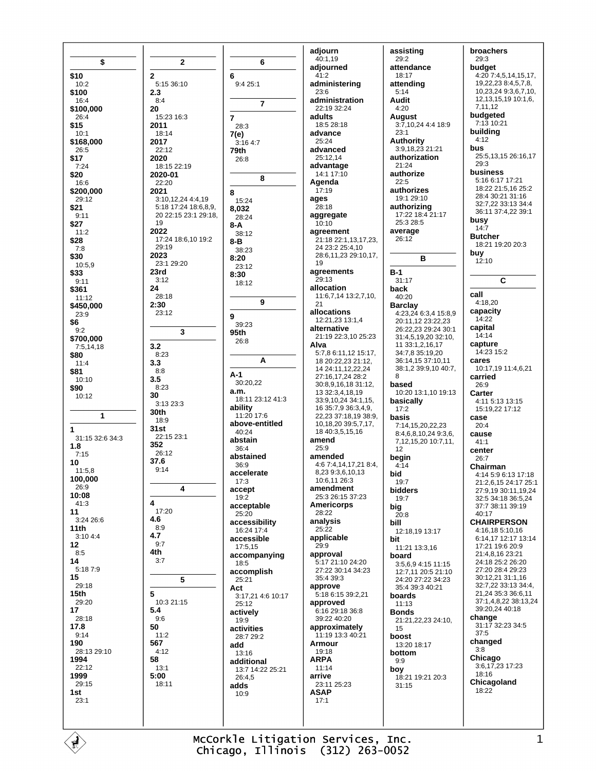## $

**$10**
10:2
**$100**
16:4
**$100,000**
26:4
**$15**
10:1
**$168,000**
26:5
**$17**
7:24
**$20**
16:6
**$200,000**
29:12
**$21**
9:11
**$27**
11:2
**$28**
7:8
**$30**
10:5,9
**$33**
9:11
**$361**
11:12
**$450,000**
23:9
**$6**
9:2
**$700,000**
7:5,14,18
**$80**
11:4
**$81**
10:10
**$90**
10:12

## 1

**1**
31:15 32:6 34:3
**1.8**
7:15
**10**
11:5,8
**100,000**
26:9
**10:08**
41:3
**11**
3:24 26:6
**11th**
3:10 4:4
**12**
8:5
**14**
5:18 7:9
**15**
29:18
**15th**
29:20
**17**
28:18
**17.8**
9:14
**190**
28:13 29:10
**1994**
22:12
**1999**
29:15
**1st**
23:1

## 2

**2**
5:15 36:10
**2.3**
8:4
**20**
15:23 16:3
**2011**
18:14
**2017**
22:12
**2020**
18:15 22:19
**2020-01**
22:20
**2021**
3:10,12,24 4:4,19 5:18 17:24 18:6,8,9, 20 22:15 23:1 29:18, 19
**2022**
17:24 18:6,10 19:2 29:19
**2023**
23:1 29:20
**23rd**
3:12
**24**
28:18
**2:30**
23:12

## 3

**3.2**
8:23
**3.3**
8:8
**3.5**
8:23
**30**
3:13 23:3
**30th**
18:9
**31st**
22:15 23:1
**352**
26:12
**37.6**
9:14

## 4

**4**
17:20
**4.6**
8:9
**4.7**
9:7
**4th**
3:7

## 5

**5**
10:3 21:15
**5.4**
9:6
**50**
11:2
**567**
4:12
**58**
13:1
**5:00**
18:11

## 6

**6**
9:4 25:1

## 7

**7**
28:3
**7(e)**
3:16 4:7
**79th**
26:8

## 8

**8**
15:24
**8,032**
28:24
**8-A**
38:12
**8-B**
38:23
**8:20**
23:12
**8:30**
18:12

## 9

**9**
39:23
**95th**
26:8

## A

**A-1**
30:20,22
**a.m.**
18:11 23:12 41:3
**ability**
11:20 17:6
**above-entitled**
40:24
**abstain**
36:4
**abstained**
36:9
**accelerate**
17:3
**accept**
19:2
**acceptable**
25:20
**accessibility**
16:24 17:4
**accessible**
17:5,15
**accompanying**
18:5
**accomplish**
25:21
**Act**
3:17,21 4:6 10:17 25:12
**actively**
19:9
**activities**
28:7 29:2
**add**
13:16
**additional**
13:7 14:22 25:21 26:4,5
**adds**
10:9
**adjourn**
40:1,19
**adjourned**
41:2
**administering**
23:6
**administration**
22:19 32:24
**adults**
18:5 28:18
**advance**
25:24
**advanced**
25:12,14
**advantage**
14:1 17:10
**Agenda**
17:19
**ages**
28:18
**aggregate**
10:10
**agreement**
21:18 22:1,13,17,23, 24 23:2 25:4,10 28:6,11,23 29:10,17, 19
**agreements**
29:13
**allocation**
11:6,7,14 13:2,7,10, 21
**allocations**
12:21,23 13:1,4
**alternative**
21:19 22:3,10 25:23
**Alva**
5:7,8 6:11,12 15:17, 18 20:22,23 21:12, 14 24:11,12,22,24 27:16,17,24 28:2 30:8,9,16,18 31:12, 13 32:3,4,18,19 33:9,10,24 34:1,15, 16 35:7,9 36:3,4,9, 22,23 37:18,19 38:9, 10,18,20 39:5,7,17, 18 40:3,5,15,16
**amend**
25:9
**amended**
4:6 7:4,14,17,21 8:4, 8,23 9:3,6,10,13 10:6,11 26:3
**amendment**
25:3 26:15 37:23
**Americorps**
28:22
**analysis**
25:22
**applicable**
29:9
**approval**
5:17 21:10 24:20 27:22 30:14 34:23 35:4 39:3
**approve**
5:18 6:15 39:2,21
**approved**
6:16 29:18 36:8 39:22 40:20
**approximately**
11:19 13:3 40:21
**Armour**
19:18
**ARPA**
11:14
**arrive**
23:11 25:23
**ASAP**
17:1
**assisting**
29:2
**attendance**
18:17
**attending**
5:14
**Audit**
4:20
**August**
3:7,10,24 4:4 18:9 23:1
**Authority**
3:9,18,23 21:21
**authorization**
21:24
**authorize**
22:5
**authorizes**
19:1 29:10
**authorizing**
17:22 18:4 21:17 25:3 28:5
**average**
26:12

## B

**B-1**
31:17
**back**
40:20
**Barclay**
4:23,24 6:3,4 15:8,9 20:11,12 23:22,23 26:22,23 29:24 30:1 31:4,5,19,20 32:10, 11 33:1,2,16,17 34:7,8 35:19,20 36:14,15 37:10,11 38:1,2 39:9,10 40:7, 8
**based**
10:20 13:1,10 19:13
**basically**
17:2
**basis**
7:14,15,20,22,23 8:4,6,8,10,24 9:3,6, 7,12,15,20 10:7,11, 12
**begin**
4:14
**bid**
19:7
**bidders**
19:7
**big**
20:8
**bill**
12:18,19 13:17
**bit**
11:21 13:3,16
**board**
3:5,6,9 4:15 11:15 12:7,11 20:5 21:10 24:20 27:22 34:23 35:4 39:3 40:21
**boards**
11:13
**Bonds**
21:21,22,23 24:10, 15
**boost**
13:20 18:17
**bottom**
9:9
**boy**
18:21 19:21 20:3 31:15
**broachers**
29:3
**budget**
4:20 7:4,5,14,15,17, 19,22,23 8:4,5,7,8, 10,23,24 9:3,6,7,10, 12,13,15,19 10:1,6, 7,11,12
**budgeted**
7:13 10:21
**building**
4:12
**bus**
25:5,13,15 26:16,17 29:3
**business**
5:16 6:17 17:21 18:22 21:5,16 25:2 28:4 30:21 31:16 32:7,22 33:13 34:4 36:11 37:4,22 39:1
**busy**
14:7
**Butcher**
18:21 19:20 20:3
**buy**
12:10

## C

**call**
4:18,20
**capacity**
14:22
**capital**
14:14
**capture**
14:23 15:2
**cares**
10:17,19 11:4,6,21
**carried**
26:9
**Carter**
4:11 5:13 13:15 15:19,22 17:12
**case**
20:4
**cause**
41:1
**center**
26:7
**Chairman**
4:14 5:9 6:13 17:18 21:2,6,15 24:17 25:1 27:9,19 30:11,19,24 32:5 34:18 36:5,24 37:7 38:11 39:19 40:17
**CHAIRPERSON**
4:16,18 5:10,16 6:14,17 12:17 13:14 17:21 19:6 20:9 21:4,8,16 23:21 24:18 25:2 26:20 27:20 28:4 29:23 30:12,21 31:1,16 32:7,22 33:13 34:4, 21,24 35:3 36:6,11 37:1,4,8,22 38:13,24 39:20,24 40:18
**change**
31:17 32:23 34:5 37:5
**changed**
3:8
**Chicago**
3:6,17,23 17:23 18:16
**Chicagoland**
18:22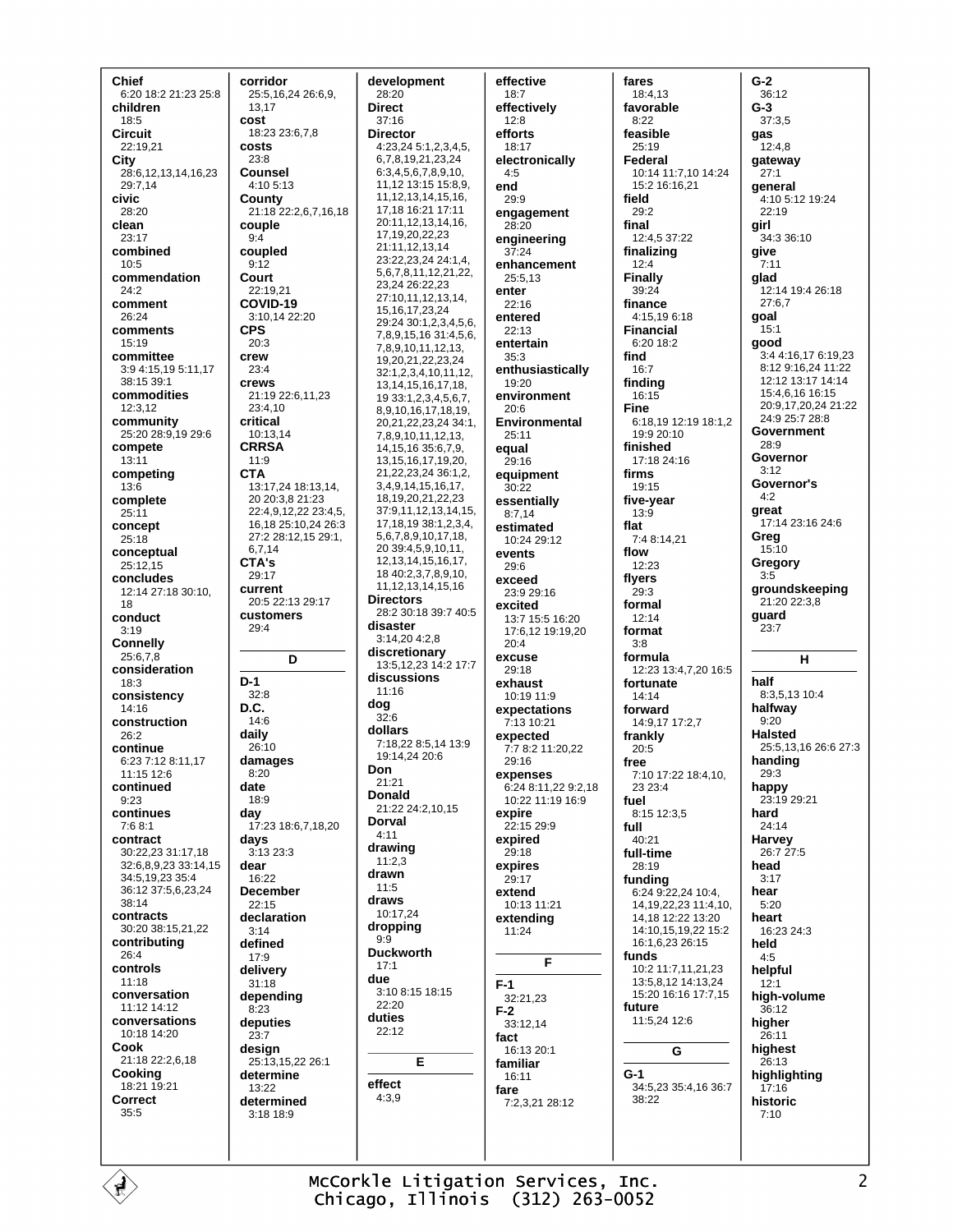**Chief**
6:20 18:2 21:23 25:8

**children**
18:5

**Circuit**
22:19,21

**City**
28:6,12,13,14,16,23 29:7,14

**civic**
28:20

**clean**
23:17

**combined**
10:5

**commendation**
24:2

**comment**
26:24

**comments**
15:19

**committee**
3:9 4:15,19 5:11,17 38:15 39:1

**commodities**
12:3,12

**community**
25:20 28:9,19 29:6

**compete**
13:11

**competing**
13:6

**complete**
25:11

**concept**
25:18

**conceptual**
25:12,15

**concludes**
12:14 27:18 30:10, 18

**conduct**
3:19

**Connelly**
25:6,7,8

**consideration**
18:3

**consistency**
14:16

**construction**
26:2

**continue**
6:23 7:12 8:11,17 11:15 12:6

**continued**
9:23

**continues**
7:6 8:1

**contract**
30:22,23 31:17,18 32:6,8,9,23 33:14,15 34:5,19,23 35:4 36:12 37:5,6,23,24 38:14

**contracts**
30:20 38:15,21,22

**contributing**
26:4

**controls**
11:18

**conversation**
11:12 14:12

**conversations**
10:18 14:20

**Cook**
21:18 22:2,6,18

**Cooking**
18:21 19:21

**Correct**
35:5

**corridor**
25:5,16,24 26:6,9, 13,17

**cost**
18:23 23:6,7,8

**costs**
23:8

**Counsel**
4:10 5:13

**County**
21:18 22:2,6,7,16,18

**couple**
9:4

**coupled**
9:12

**Court**
22:19,21

**COVID-19**
3:10,14 22:20

**CPS**
20:3

**crew**
23:4

**crews**
21:19 22:6,11,23 23:4,10

**critical**
10:13,14

**CRRSA**
11:9

**CTA**
13:17,24 18:13,14, 20 20:3,8 21:23 22:4,9,12,22 23:4,5, 16,18 25:10,24 26:3 27:2 28:12,15 29:1, 6,7,14

**CTA's**
29:17

**current**
20:5 22:13 29:17

**customers**
29:4

## D

**D-1**
32:8

**D.C.**
14:6

**daily**
26:10

**damages**
8:20

**date**
18:9

**day**
17:23 18:6,7,18,20

**days**
3:13 23:3

**dear**
16:22

**December**
22:15

**declaration**
3:14

**defined**
17:9

**delivery**
31:18

**depending**
8:23

**deputies**
23:7

**design**
25:13,15,22 26:1

**determine**
13:22

**determined**
3:18 18:9

**development**
28:20

**Direct**
37:16

**Director**
4:23,24 5:1,2,3,4,5, 6,7,8,19,21,23,24 6:3,4,5,6,7,8,9,10, 11,12 13:15 15:8,9, 11,12,13,14,15,16, 17,18 16:21 17:11 20:11,12,13,14,16, 17,19,20,22,23 21:11,12,13,14 23:22,23,24 24:1,4, 5,6,7,8,11,12,21,22, 23,24 26:22,23 27:10,11,12,13,14, 15,16,17,23,24 29:24 30:1,2,3,4,5,6, 7,8,9,15,16 31:4,5,6, 7,8,9,10,11,12,13, 19,20,21,22,23,24 32:1,2,3,4,10,11,12, 13,14,15,16,17,18, 19 33:1,2,3,4,5,6,7, 8,9,10,16,17,18,19, 20,21,22,23,24 34:1, 7,8,9,10,11,12,13, 14,15,16 35:6,7,9, 13,15,16,17,19,20, 21,22,23,24 36:1,2, 3,4,9,14,15,16,17, 18,19,20,21,22,23 37:9,11,12,13,14,15, 17,18,19 38:1,2,3,4, 5,6,7,8,9,10,17,18, 20 39:4,5,9,10,11, 12,13,14,15,16,17, 18 40:2,3,7,8,9,10, 11,12,13,14,15,16

**Directors**
28:2 30:18 39:7 40:5

**disaster**
3:14,20 4:2,8

**discretionary**
13:5,12,23 14:2 17:7

**discussions**
11:16

**dog**
32:6

**dollars**
7:18,22 8:5,14 13:9 19:14,24 20:6

**Don**
21:21

**Donald**
21:22 24:2,10,15

**Dorval**
4:11

**drawing**
11:2,3

**drawn**
11:5

**draws**
10:17,24

**dropping**
9:9

**Duckworth**
17:1

**due**
3:10 8:15 18:15 22:20

**duties**
22:12

## E

**effect**
4:3,9

**effective**
18:7

**effectively**
12:8

**efforts**
18:17

**electronically**
4:5

**end**
29:9

**engagement**
28:20

**engineering**
37:24

**enhancement**
25:5,13

**enter**
22:16

**entered**
22:13

**entertain**
35:3

**enthusiastically**
19:20

**environment**
20:6

**Environmental**
25:11

**equal**
29:16

**equipment**
30:22

**essentially**
8:7,14

**estimated**
10:24 29:12

**events**
29:6

**exceed**
23:9 29:16

**excited**
13:7 15:5 16:20 17:6,12 19:19,20 20:4

**excuse**
29:18

**exhaust**
10:19 11:9

**expectations**
7:13 10:21

**expected**
7:7 8:2 11:20,22 29:16

**expenses**
6:24 8:11,22 9:2,18 10:22 11:19 16:9

**expire**
22:15 29:9

**expired**
29:18

**expires**
29:17

**extend**
10:13 11:21

**extending**
11:24

## F

**F-1**
32:21,23

**F-2**
33:12,14

**fact**
16:13 20:1

**familiar**
16:11

**fare**
7:2,3,21 28:12

**fares**
18:4,13

**favorable**
8:22

**feasible**
25:19

**Federal**
10:14 11:7,10 14:24 15:2 16:16,21

**field**
29:2

**final**
12:4,5 37:22

**finalizing**
12:4

**Finally**
39:24

**finance**
4:15,19 6:18

**Financial**
6:20 18:2

**find**
16:7

**finding**
16:15

**Fine**
6:18,19 12:19 18:1,2 19:9 20:10

**finished**
17:18 24:16

**firms**
19:15

**five-year**
13:9

**flat**
7:4 8:14,21

**flow**
12:23

**flyers**
29:3

**formal**
12:14

**format**
3:8

**formula**
12:23 13:4,7,20 16:5

**fortunate**
14:14

**forward**
14:9,17 17:2,7

**frankly**
20:5

**free**
7:10 17:22 18:4,10, 23 23:4

**fuel**
8:15 12:3,5

**full**
40:21

**full-time**
28:19

**funding**
6:24 9:22,24 10:4, 14,19,22,23 11:4,10, 14,18 12:22 13:20 14:10,15,19,22 15:2 16:1,6,23 26:15

**funds**
10:2 11:7,11,21,23 13:5,8,12 14:13,24 15:20 16:16 17:7,15

**future**
11:5,24 12:6

## G

**G-1**
34:5,23 35:4,16 36:7 38:22

**G-2**
36:12

**G-3**
37:3,5

**gas**
12:4,8

**gateway**
27:1

**general**
4:10 5:12 19:24 22:19

**girl**
34:3 36:10

**give**
7:11

**glad**
12:14 19:4 26:18 27:6,7

**goal**
15:1

**good**
3:4 4:16,17 6:19,23 8:12 9:16,24 11:22 12:12 13:17 14:14 15:4,6,16 16:15 20:9,17,20,24 21:22 24:9 25:7 28:8

**Government**
28:9

**Governor**
3:12

**Governor's**
4:2

**great**
17:14 23:16 24:6

**Greg**
15:10

**Gregory**
3:5

**groundskeeping**
21:20 22:3,8

**guard**
23:7

## H

**half**
8:3,5,13 10:4

**halfway**
9:20

**Halsted**
25:5,13,16 26:6 27:3

**handing**
29:3

**happy**
23:19 29:21

**hard**
24:14

**Harvey**
26:7 27:5

**head**
3:17

**hear**
5:20

**heart**
16:23 24:3

**held**
4:5

**helpful**
12:1

**high-volume**
36:12

**higher**
26:11

**highest**
26:13

**highlighting**
17:16

**historic**
7:10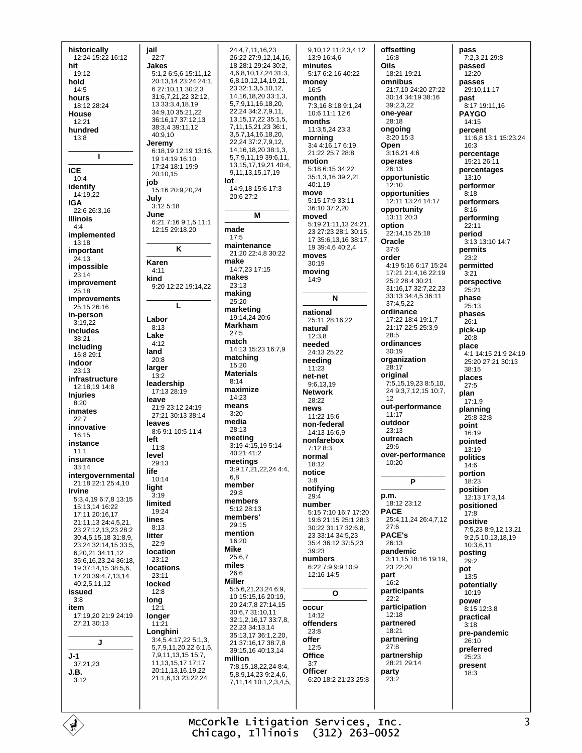**historically**
12:24 15:22 16:12
**hit**
19:12
**hold**
14:5
**hours**
18:12 28:24
**House**
12:21
**hundred**
13:8

**I**

**ICE**
10:4
**identify**
14:19,22
**IGA**
22:6 26:3,16
**Illinois**
4:4
**implemented**
13:18
**important**
24:13
**impossible**
23:14
**improvement**
25:18
**improvements**
25:15 26:16
**in-person**
3:19,22
**includes**
38:21
**including**
16:8 29:1
**indoor**
23:13
**infrastructure**
12:18,19 14:8
**Injuries**
8:20
**inmates**
22:7
**innovative**
16:15
**instance**
11:1
**insurance**
33:14
**intergovernmental**
21:18 22:1 25:4,10
**Irvine**
5:3,4,19 6:7,8 13:15 15:13,14 16:22 17:11 20:16,17 21:11,13 24:4,5,21, 23 27:12,13,23 28:2 30:4,5,15,18 31:8,9, 23,24 32:14,15 33:5, 6,20,21 34:11,12 35:6,16,23,24 36:18, 19 37:14,15 38:5,6, 17,20 39:4,7,13,14 40:2,5,11,12
**issued**
3:8
**item**
17:19,20 21:9 24:19 27:21 30:13

**J**

**J-1**
37:21,23
**J.B.**
3:12

**jail**
22:7
**Jakes**
5:1,2 6:5,6 15:11,12 20:13,14 23:24 24:1, 6 27:10,11 30:2,3 31:6,7,21,22 32:12, 13 33:3,4,18,19 34:9,10 35:21,22 36:16,17 37:12,13 38:3,4 39:11,12 40:9,10
**Jeremy**
6:18,19 12:19 13:16, 19 14:19 16:10 17:24 18:1 19:9 20:10,15
**job**
15:16 20:9,20,24
**July**
3:12 5:18
**June**
6:21 7:16 9:1,5 11:1 12:15 29:18,20

**K**

**Karen**
4:11
**kind**
9:20 12:22 19:14,22

**L**

**Labor**
8:13
**Lake**
4:12
**land**
20:8
**larger**
13:2
**leadership**
17:13 28:19
**leave**
21:9 23:12 24:19 27:21 30:13 38:14
**leaves**
8:6 9:1 10:5 11:4
**left**
11:8
**level**
29:13
**life**
10:14
**light**
3:19
**limited**
19:24
**lines**
8:13
**litter**
22:9
**location**
23:12
**locations**
23:11
**locked**
12:8
**long**
12:1
**longer**
11:21
**Longhini**
3:4,5 4:17,22 5:1,3, 5,7,9,11,20,22 6:1,5, 7,9,11,13,15 15:7, 11,13,15,17 17:17 20:11,13,16,19,22 21:1,6,13 23:22,24 24:4,7,11,16,23 26:22 27:9,12,14,16, 18 28:1 29:24 30:2, 4,6,8,10,17,24 31:3, 6,8,10,12,14,19,21, 23 32:1,3,5,10,12, 14,16,18,20 33:1,3, 5,7,9,11,16,18,20, 22,24 34:2,7,9,11, 13,15,17,22 35:1,5, 7,11,15,21,23 36:1, 3,5,7,14,16,18,20, 22,24 37:2,7,9,12, 14,16,18,20 38:1,3, 5,7,9,11,19 39:6,11, 13,15,17,19,21 40:4, 9,11,13,15,17,19
**lot**
14:9,18 15:6 17:3 20:6 27:2

**M**

**made**
17:5
**maintenance**
21:20 22:4,8 30:22
**make**
14:7,23 17:15
**makes**
23:13
**making**
25:20
**marketing**
19:14,24 20:6
**Markham**
27:5
**match**
14:13 15:23 16:7,9
**matching**
15:20
**Materials**
8:14
**maximize**
14:23
**means**
3:20
**media**
28:13
**meeting**
3:19 4:15,19 5:14 40:21 41:2
**meetings**
3:9,17,21,22,24 4:4, 6,8
**member**
29:8
**members**
5:12 28:13
**members'**
29:15
**mention**
16:20
**Mike**
25:6,7
**miles**
26:6
**Miller**
5:5,6,21,23,24 6:9, 10 15:15,16 20:19, 20 24:7,8 27:14,15 30:6,7 31:10,11 32:1,2,16,17 33:7,8, 22,23 34:13,14 35:13,17 36:1,2,20, 21 37:16,17 38:7,8 39:15,16 40:13,14
**million**
7:8,15,18,22,24 8:4, 5,8,9,14,23 9:2,4,6, 7,11,14 10:1,2,3,4,5, 9,10,12 11:2,3,4,12 13:9 16:4,6
**minutes**
5:17 6:2,16 40:22
**money**
16:5
**month**
7:3,16 8:18 9:1,24 10:6 11:1 12:6
**months**
11:3,5,24 23:3
**morning**
3:4 4:16,17 6:19 21:22 25:7 28:8
**motion**
5:18 6:15 34:22 35:1,3,16 39:2,21 40:1,19
**move**
5:15 17:9 33:11 36:10 37:2,20
**moved**
5:19 21:11,13 24:21, 23 27:23 28:1 30:15, 17 35:6,13,16 38:17, 19 39:4,6 40:2,4
**moves**
30:19
**moving**
14:9

**N**

**national**
25:11 28:16,22
**natural**
12:3,8
**needed**
24:13 25:22
**needing**
11:23
**net-net**
9:6,13,19
**Network**
28:22
**news**
11:22 15:6
**non-federal**
14:13 16:6,9
**nonfarebox**
7:12 8:3
**normal**
18:12
**notice**
3:8
**notifying**
29:4
**number**
5:15 7:10 16:7 17:20 19:6 21:15 25:1 28:3 30:22 31:17 32:6,8, 23 33:14 34:5,23 35:4 36:12 37:5,23 39:23
**numbers**
6:22 7:9 9:9 10:9 12:16 14:5

**O**

**occur**
14:12
**offenders**
23:8
**offer**
12:5
**Office**
3:7
**Officer**
6:20 18:2 21:23 25:8
**offsetting**
16:8
**Oils**
18:21 19:21
**omnibus**
21:7,10 24:20 27:22 30:14 34:19 38:16 39:2,3,22
**one-year**
28:18
**ongoing**
3:20 15:3
**Open**
3:16,21 4:6
**operates**
26:13
**opportunistic**
12:10
**opportunities**
12:11 13:24 14:17
**opportunity**
13:11 20:3
**option**
22:14,15 25:18
**Oracle**
37:6
**order**
4:19 5:16 6:17 15:24 17:21 21:4,16 22:19 25:2 28:4 30:21 31:16,17 32:7,22,23 33:13 34:4,5 36:11 37:4,5,22
**ordinance**
17:22 18:4 19:1,7 21:17 22:5 25:3,9 28:5
**ordinances**
30:19
**organization**
28:17
**original**
7:5,15,19,23 8:5,10, 24 9:3,7,12,15 10:7, 12
**out-performance**
11:17
**outdoor**
23:13
**outreach**
29:6
**over-performance**
10:20

**P**

**p.m.**
18:12 23:12
**PACE**
25:4,11,24 26:4,7,12 27:6
**PACE's**
26:13
**pandemic**
3:11,15 18:16 19:19, 23 22:20
**part**
16:2
**participants**
22:2
**participation**
12:18
**partnered**
18:21
**partnering**
27:8
**partnership**
28:21 29:14
**party**
23:2
**pass**
7:2,3,21 29:8
**passed**
12:20
**passes**
29:10,11,17
**past**
8:17 19:11,16
**PAYGO**
14:15
**percent**
11:6,8 13:1 15:23,24 16:3
**percentage**
15:21 26:11
**percentages**
13:10
**performer**
8:18
**performers**
8:16
**performing**
22:11
**period**
3:13 13:10 14:7
**permits**
23:2
**permitted**
3:21
**perspective**
25:21
**phase**
25:13
**phases**
26:1
**pick-up**
20:8
**place**
4:1 14:15 21:9 24:19 25:20 27:21 30:13 38:15
**places**
27:5
**plan**
17:1,9
**planning**
25:8 32:8
**point**
16:19
**pointed**
13:19
**politics**
14:6
**portion**
18:23
**position**
12:13 17:3,14
**positioned**
17:8
**positive**
7:5,23 8:9,12,13,21 9:2,5,10,13,18,19 10:3,6,11
**posting**
29:2
**pot**
13:5
**potentially**
10:19
**power**
8:15 12:3,8
**practical**
3:18
**pre-pandemic**
26:10
**preferred**
25:23
**present**
18:3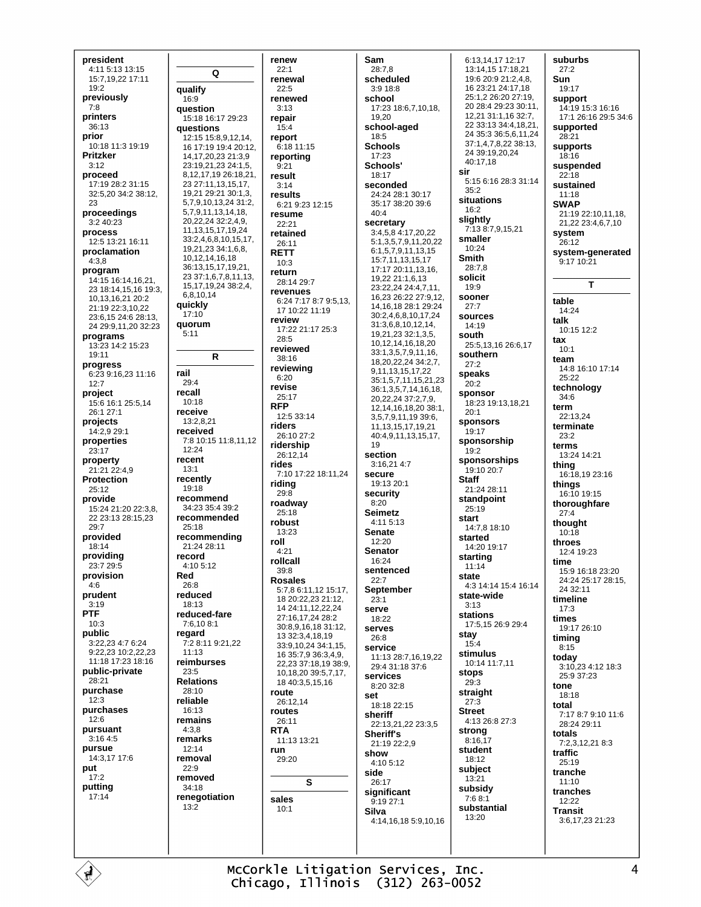**president**
4:11 5:13 13:15
15:7,19,22 17:11
19:2

**previously**
7:8

**printers**
36:13

**prior**
10:18 11:3 19:19

**Pritzker**
3:12

**proceed**
17:19 28:2 31:15
32:5,20 34:2 38:12,
23

**proceedings**
3:2 40:23

**process**
12:5 13:21 16:11

**proclamation**
4:3,8

**program**
14:15 16:14,16,21,
23 18:14,15,16 19:3,
10,13,16,21 20:2
21:19 22:3,10,22
23:6,15 24:6 28:13,
24 29:9,11,20 32:23

**programs**
13:23 14:2 15:23
19:11

**progress**
6:23 9:16,23 11:16
12:7

**project**
15:6 16:1 25:5,14
26:1 27:1

**projects**
14:2,9 29:1

**properties**
23:17

**property**
21:21 22:4,9

**Protection**
25:12

**provide**
15:24 21:20 22:3,8,
22 23:13 28:15,23
29:7

**provided**
18:14

**providing**
23:7 29:5

**provision**
4:6

**prudent**
3:19

**PTF**
10:3

**public**
3:22,23 4:7 6:24
9:22,23 10:2,22,23
11:18 17:23 18:16

**public-private**
28:21

**purchase**
12:3

**purchases**
12:6

**pursuant**
3:16 4:5

**pursue**
14:3,17 17:6

**put**
17:2

**putting**
17:14

## Q

**qualify**
16:9

**question**
15:18 16:17 29:23

**questions**
12:15 15:8,9,12,14,
16 17:19 19:4 20:12,
14,17,20,23 21:3,9
23:19,21,23 24:1,5,
8,12,17,19 26:18,21,
23 27:11,13,15,17,
19,21 29:21 30:1,3,
5,7,9,10,13,24 31:2,
5,7,9,11,13,14,18,
20,22,24 32:2,4,9,
11,13,15,17,19,24
33:2,4,6,8,10,15,17,
19,21,23 34:1,6,8,
10,12,14,16,18
36:13,15,17,19,21,
23 37:1,6,7,8,11,13,
15,17,19,24 38:2,4,
6,8,10,14

**quickly**
17:10

**quorum**
5:11

## R

**rail**
29:4

**recall**
10:18

**receive**
13:2,8,21

**received**
7:8 10:15 11:8,11,12
12:24

**recent**
13:1

**recently**
19:18

**recommend**
34:23 35:4 39:2

**recommended**
25:18

**recommending**
21:24 28:11

**record**
4:10 5:12

**Red**
26:8

**reduced**
18:13

**reduced-fare**
7:6,10 8:1

**regard**
7:2 8:11 9:21,22
11:13

**reimburses**
23:5

**Relations**
28:10

**reliable**
16:13

**remains**
4:3,8

**remarks**
12:14

**removal**
22:9

**removed**
34:18

**renegotiation**
13:2

**renew**
22:1

**renewal**
22:5

**renewed**
3:13

**repair**
15:4

**report**
6:18 11:15

**reporting**
9:21

**result**
3:14

**results**
6:21 9:23 12:15

**resume**
22:21

**retained**
26:11

**RETT**
10:3

**return**
28:14 29:7

**revenues**
6:24 7:17 8:7 9:5,13,
17 10:22 11:19

**review**
17:22 21:17 25:3
28:5

**reviewed**
38:16

**reviewing**
6:20

**revise**
25:17

**RFP**
12:5 33:14

**riders**
26:10 27:2

**ridership**
26:12,14

**rides**
7:10 17:22 18:11,24

**riding**
29:8

**roadway**
25:18

**robust**
13:23

**roll**
4:21

**rollcall**
39:8

**Rosales**
5:7,8 6:11,12 15:17,
18 20:22,23 21:12,
14 24:11,12,22,24
27:16,17,24 28:2
30:8,9,16,18 31:12,
13 32:3,4,18,19
33:9,10,24 34:1,15,
16 35:7,9 36:3,4,9,
22,23 37:18,19 38:9,
10,18,20 39:5,7,17,
18 40:3,5,15,16

**route**
26:12,14

**routes**
26:11

**RTA**
11:13 13:21

**run**
29:20

## S

**sales**
10:1

**Sam**
28:7,8

**scheduled**
3:9 18:8

**school**
17:23 18:6,7,10,18,
19,20

**school-aged**
18:5

**Schools**
17:23

**Schools'**
18:17

**seconded**
24:24 28:1 30:17
35:17 38:20 39:6
40:4

**secretary**
3:4,5,8 4:17,20,22
5:1,3,5,7,9,11,20,22
6:1,5,7,9,11,13,15
15:7,11,13,15,17
17:17 20:11,13,16,
19,22 21:1,6,13
23:22,24 24:4,7,11,
16,23 26:22 27:9,12,
14,16,18 28:1 29:24
30:2,4,6,8,10,17,24
31:3,6,8,10,12,14,
19,21,23 32:1,3,5,
10,12,14,16,18,20
33:1,3,5,7,9,11,16,
18,20,22,24 34:2,7,
9,11,13,15,17,22
35:1,5,7,11,15,21,23
36:1,3,5,7,14,16,18,
20,22,24 37:2,7,9,
12,14,16,18,20 38:1,
3,5,7,9,11,19 39:6,
11,13,15,17,19,21
40:4,9,11,13,15,17,
19

**section**
3:16,21 4:7

**secure**
19:13 20:1

**security**
8:20

**Seimetz**
4:11 5:13

**Senate**
12:20

**Senator**
16:24

**sentenced**
22:7

**September**
23:1

**serve**
18:22

**serves**
26:8

**service**
11:13 28:7,16,19,22
29:4 31:18 37:6

**services**
8:20 32:8

**set**
18:18 22:15

**sheriff**
22:13,21,22 23:3,5

**Sheriff's**
21:19 22:2,9

**show**
4:10 5:12

**side**
26:17

**significant**
9:19 27:1

**Silva**
4:14,16,18 5:9,10,16
6:13,14,17 12:17
13:14,15 17:18,21
19:6 20:9 21:2,4,8,
16 23:21 24:17,18
25:1,2 26:20 27:19,
20 28:4 29:23 30:11,
12,21 31:1,16 32:7,
22 33:13 34:4,18,21,
24 35:3 36:5,6,11,24
37:1,4,7,8,22 38:13,
24 39:19,20,24
40:17,18

**sir**
5:15 6:16 28:3 31:14
35:2

**situations**
16:2

**slightly**
7:13 8:7,9,15,21

**smaller**
10:24

**Smith**
28:7,8

**solicit**
19:9

**sooner**
27:7

**sources**
14:19

**south**
25:5,13,16 26:6,17

**southern**
27:2

**speaks**
20:2

**sponsor**
18:23 19:13,18,21
20:1

**sponsors**
19:17

**sponsorship**
19:2

**sponsorships**
19:10 20:7

**Staff**
21:24 28:11

**standpoint**
25:19

**start**
14:7,8 18:10

**started**
14:20 19:17

**starting**
11:14

**state**
4:3 14:14 15:4 16:14

**state-wide**
3:13

**stations**
17:5,15 26:9 29:4

**stay**
15:4

**stimulus**
10:14 11:7,11

**stops**
29:3

**straight**
27:3

**Street**
4:13 26:8 27:3

**strong**
8:16,17

**student**
18:12

**subject**
13:21

**subsidy**
7:6 8:1

**substantial**
13:20

**suburbs**
27:2

**Sun**
19:17

**support**
14:19 15:3 16:16
17:1 26:16 29:5 34:6

**supported**
28:21

**supports**
18:16

**suspended**
22:18

**sustained**
11:18

**SWAP**
21:19 22:10,11,18,
21,22 23:4,6,7,10

**system**
26:12

**system-generated**
9:17 10:21

## T

**table**
14:24

**talk**
10:15 12:2

**tax**
10:1

**team**
14:8 16:10 17:14
25:22

**technology**
34:6

**term**
22:13,24

**terminate**
23:2

**terms**
13:24 14:21

**thing**
16:18,19 23:16

**things**
16:10 19:15

**thoroughfare**
27:4

**thought**
10:18

**throes**
12:4 19:23

**time**
15:9 16:18 23:20
24:24 25:17 28:15,
24 32:11

**timeline**
17:3

**times**
19:17 26:10

**timing**
8:15

**today**
3:10,23 4:12 18:3
25:9 37:23

**tone**
18:18

**total**
7:17 8:7 9:10 11:6
28:24 29:11

**totals**
7:2,3,12,21 8:3

**traffic**
25:19

**tranche**
11:10

**tranches**
12:22

**Transit**
3:6,17,23 21:23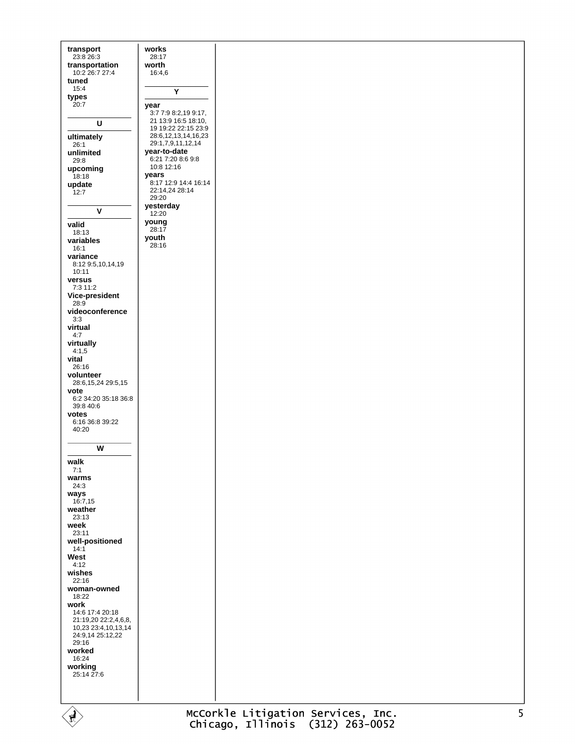**transport**
23:8 26:3

**transportation**
10:2 26:7 27:4

**tuned**
15:4

**types**
20:7

### U

**ultimately**
26:1

**unlimited**
29:8

**upcoming**
18:18

**update**
12:7

### V

**valid**
18:13

**variables**
16:1

**variance**
8:12 9:5,10,14,19 10:11

**versus**
7:3 11:2

**Vice-president**
28:9

**videoconference**
3:3

**virtual**
4:7

**virtually**
4:1,5

**vital**
26:16

**volunteer**
28:6,15,24 29:5,15

**vote**
6:2 34:20 35:18 36:8 39:8 40:6

**votes**
6:16 36:8 39:22 40:20

### W

**walk**
7:1

**warms**
24:3

**ways**
16:7,15

**weather**
23:13

**week**
23:11

**well-positioned**
14:1

**West**
4:12

**wishes**
22:16

**woman-owned**
18:22

**work**
14:6 17:4 20:18 21:19,20 22:2,4,6,8, 10,23 23:4,10,13,14 24:9,14 25:12,22 29:16

**worked**
16:24

**working**
25:14 27:6

**works**
28:17

**worth**
16:4,6

### Y

**year**
3:7 7:9 8:2,19 9:17, 21 13:9 16:5 18:10, 19 19:22 22:15 23:9 28:6,12,13,14,16,23 29:1,7,9,11,12,14

**year-to-date**
6:21 7:20 8:6 9:8 10:8 12:16

**years**
8:17 12:9 14:4 16:14 22:14,24 28:14 29:20

**yesterday**
12:20

**young**
28:17

**youth**
28:16

McCorkle Litigation Services, Inc.
Chicago, Illinois (312) 263-0052